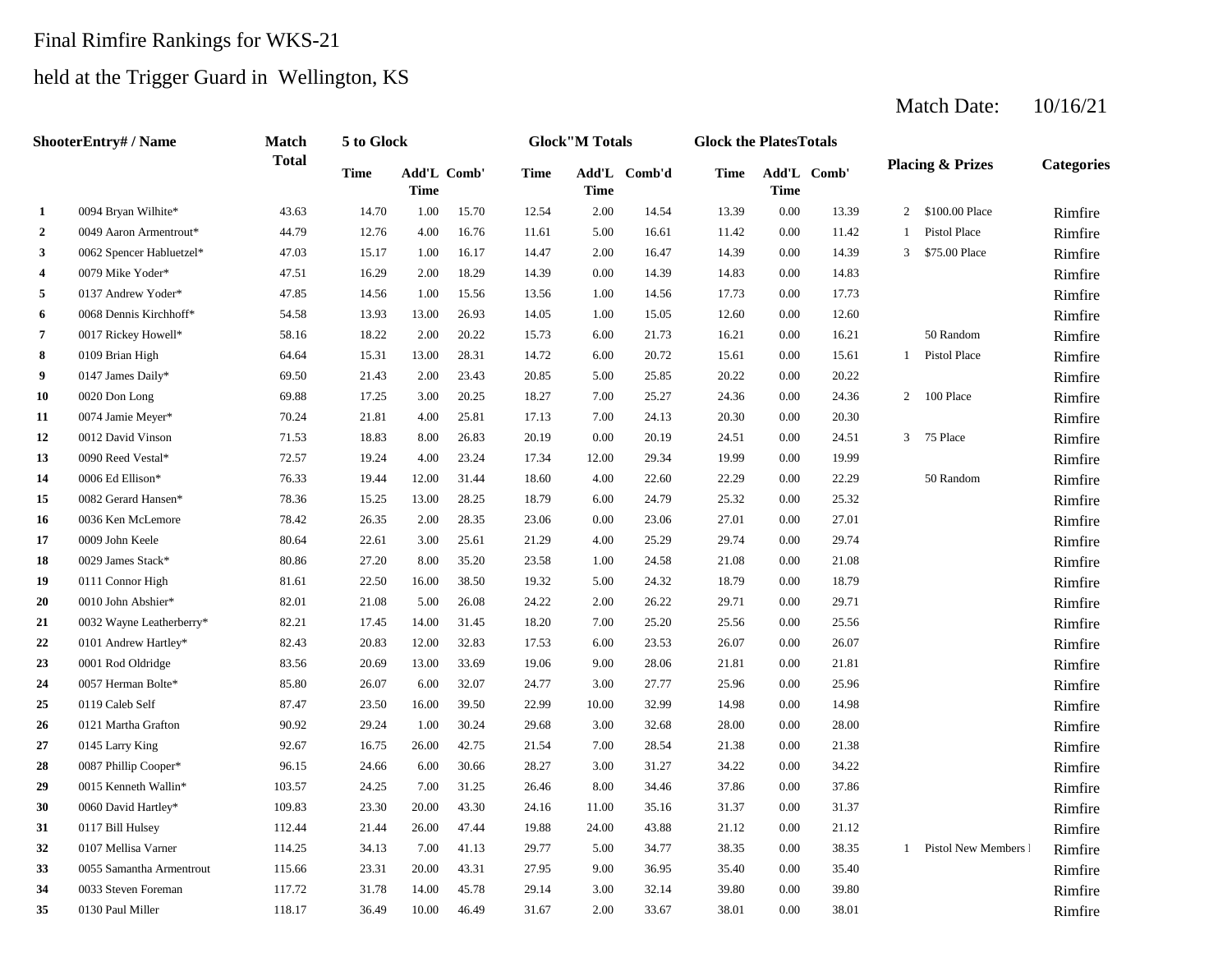Final Rimfire Rankings for WKS-21

held at the Trigger Guard in Wellington, KS

Match Date: 10/16/21

| ShooterEntry# / Name | | Match Total | 5 to Glock | | | Glock"M Totals | | | Glock the PlatesTotals | | | Placing & Prizes | | Categories |
|---|---|---|---|---|---|---|---|---|---|---|---|---|---|---|
| | | | Time | Add'L Time | Comb' | Time | Add'L Time | Comb'd | Time | Add'L Time | Comb' | | | |
| 1 | 0094 Bryan Wilhite* | 43.63 | 14.70 | 1.00 | 15.70 | 12.54 | 2.00 | 14.54 | 13.39 | 0.00 | 13.39 | 2 | $100.00 Place | Rimfire |
| 2 | 0049 Aaron Armentrout* | 44.79 | 12.76 | 4.00 | 16.76 | 11.61 | 5.00 | 16.61 | 11.42 | 0.00 | 11.42 | 1 | Pistol Place | Rimfire |
| 3 | 0062 Spencer Habluetzel* | 47.03 | 15.17 | 1.00 | 16.17 | 14.47 | 2.00 | 16.47 | 14.39 | 0.00 | 14.39 | 3 | $75.00 Place | Rimfire |
| 4 | 0079 Mike Yoder* | 47.51 | 16.29 | 2.00 | 18.29 | 14.39 | 0.00 | 14.39 | 14.83 | 0.00 | 14.83 | | | Rimfire |
| 5 | 0137 Andrew Yoder* | 47.85 | 14.56 | 1.00 | 15.56 | 13.56 | 1.00 | 14.56 | 17.73 | 0.00 | 17.73 | | | Rimfire |
| 6 | 0068 Dennis Kirchhoff* | 54.58 | 13.93 | 13.00 | 26.93 | 14.05 | 1.00 | 15.05 | 12.60 | 0.00 | 12.60 | | | Rimfire |
| 7 | 0017 Rickey Howell* | 58.16 | 18.22 | 2.00 | 20.22 | 15.73 | 6.00 | 21.73 | 16.21 | 0.00 | 16.21 | | 50 Random | Rimfire |
| 8 | 0109 Brian High | 64.64 | 15.31 | 13.00 | 28.31 | 14.72 | 6.00 | 20.72 | 15.61 | 0.00 | 15.61 | 1 | Pistol Place | Rimfire |
| 9 | 0147 James Daily* | 69.50 | 21.43 | 2.00 | 23.43 | 20.85 | 5.00 | 25.85 | 20.22 | 0.00 | 20.22 | | | Rimfire |
| 10 | 0020 Don Long | 69.88 | 17.25 | 3.00 | 20.25 | 18.27 | 7.00 | 25.27 | 24.36 | 0.00 | 24.36 | 2 | 100 Place | Rimfire |
| 11 | 0074 Jamie Meyer* | 70.24 | 21.81 | 4.00 | 25.81 | 17.13 | 7.00 | 24.13 | 20.30 | 0.00 | 20.30 | | | Rimfire |
| 12 | 0012 David Vinson | 71.53 | 18.83 | 8.00 | 26.83 | 20.19 | 0.00 | 20.19 | 24.51 | 0.00 | 24.51 | 3 | 75 Place | Rimfire |
| 13 | 0090 Reed Vestal* | 72.57 | 19.24 | 4.00 | 23.24 | 17.34 | 12.00 | 29.34 | 19.99 | 0.00 | 19.99 | | | Rimfire |
| 14 | 0006 Ed Ellison* | 76.33 | 19.44 | 12.00 | 31.44 | 18.60 | 4.00 | 22.60 | 22.29 | 0.00 | 22.29 | | 50 Random | Rimfire |
| 15 | 0082 Gerard Hansen* | 78.36 | 15.25 | 13.00 | 28.25 | 18.79 | 6.00 | 24.79 | 25.32 | 0.00 | 25.32 | | | Rimfire |
| 16 | 0036 Ken McLemore | 78.42 | 26.35 | 2.00 | 28.35 | 23.06 | 0.00 | 23.06 | 27.01 | 0.00 | 27.01 | | | Rimfire |
| 17 | 0009 John Keele | 80.64 | 22.61 | 3.00 | 25.61 | 21.29 | 4.00 | 25.29 | 29.74 | 0.00 | 29.74 | | | Rimfire |
| 18 | 0029 James Stack* | 80.86 | 27.20 | 8.00 | 35.20 | 23.58 | 1.00 | 24.58 | 21.08 | 0.00 | 21.08 | | | Rimfire |
| 19 | 0111 Connor High | 81.61 | 22.50 | 16.00 | 38.50 | 19.32 | 5.00 | 24.32 | 18.79 | 0.00 | 18.79 | | | Rimfire |
| 20 | 0010 John Abshier* | 82.01 | 21.08 | 5.00 | 26.08 | 24.22 | 2.00 | 26.22 | 29.71 | 0.00 | 29.71 | | | Rimfire |
| 21 | 0032 Wayne Leatherberry* | 82.21 | 17.45 | 14.00 | 31.45 | 18.20 | 7.00 | 25.20 | 25.56 | 0.00 | 25.56 | | | Rimfire |
| 22 | 0101 Andrew Hartley* | 82.43 | 20.83 | 12.00 | 32.83 | 17.53 | 6.00 | 23.53 | 26.07 | 0.00 | 26.07 | | | Rimfire |
| 23 | 0001 Rod Oldridge | 83.56 | 20.69 | 13.00 | 33.69 | 19.06 | 9.00 | 28.06 | 21.81 | 0.00 | 21.81 | | | Rimfire |
| 24 | 0057 Herman Bolte* | 85.80 | 26.07 | 6.00 | 32.07 | 24.77 | 3.00 | 27.77 | 25.96 | 0.00 | 25.96 | | | Rimfire |
| 25 | 0119 Caleb Self | 87.47 | 23.50 | 16.00 | 39.50 | 22.99 | 10.00 | 32.99 | 14.98 | 0.00 | 14.98 | | | Rimfire |
| 26 | 0121 Martha Grafton | 90.92 | 29.24 | 1.00 | 30.24 | 29.68 | 3.00 | 32.68 | 28.00 | 0.00 | 28.00 | | | Rimfire |
| 27 | 0145 Larry King | 92.67 | 16.75 | 26.00 | 42.75 | 21.54 | 7.00 | 28.54 | 21.38 | 0.00 | 21.38 | | | Rimfire |
| 28 | 0087 Phillip Cooper* | 96.15 | 24.66 | 6.00 | 30.66 | 28.27 | 3.00 | 31.27 | 34.22 | 0.00 | 34.22 | | | Rimfire |
| 29 | 0015 Kenneth Wallin* | 103.57 | 24.25 | 7.00 | 31.25 | 26.46 | 8.00 | 34.46 | 37.86 | 0.00 | 37.86 | | | Rimfire |
| 30 | 0060 David Hartley* | 109.83 | 23.30 | 20.00 | 43.30 | 24.16 | 11.00 | 35.16 | 31.37 | 0.00 | 31.37 | | | Rimfire |
| 31 | 0117 Bill Hulsey | 112.44 | 21.44 | 26.00 | 47.44 | 19.88 | 24.00 | 43.88 | 21.12 | 0.00 | 21.12 | | | Rimfire |
| 32 | 0107 Mellisa Varner | 114.25 | 34.13 | 7.00 | 41.13 | 29.77 | 5.00 | 34.77 | 38.35 | 0.00 | 38.35 | 1 | Pistol New Members | Rimfire |
| 33 | 0055 Samantha Armentrout | 115.66 | 23.31 | 20.00 | 43.31 | 27.95 | 9.00 | 36.95 | 35.40 | 0.00 | 35.40 | | | Rimfire |
| 34 | 0033 Steven Foreman | 117.72 | 31.78 | 14.00 | 45.78 | 29.14 | 3.00 | 32.14 | 39.80 | 0.00 | 39.80 | | | Rimfire |
| 35 | 0130 Paul Miller | 118.17 | 36.49 | 10.00 | 46.49 | 31.67 | 2.00 | 33.67 | 38.01 | 0.00 | 38.01 | | | Rimfire |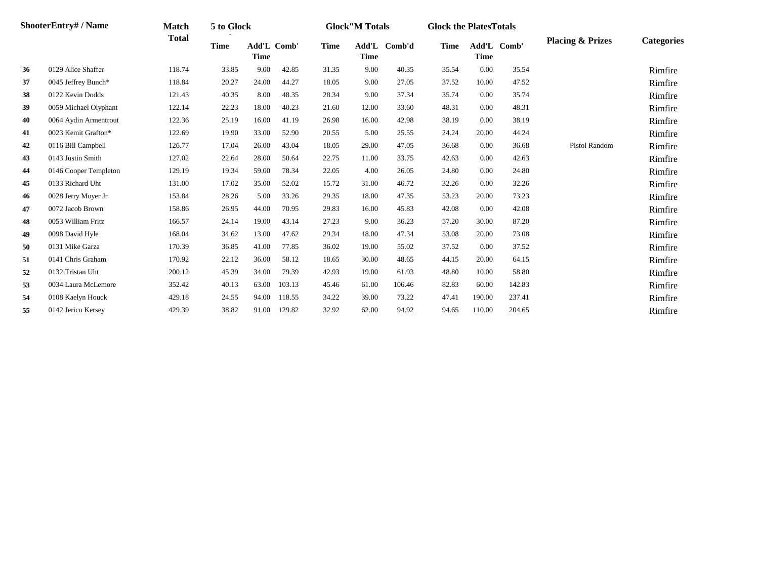| Shooter | Entry# / Name | Match Total | 5 to Glock | | | Glock"M Totals | | | Glock the Plates Totals | | | Placing & Prizes | Categories |
|---|---|---|---|---|---|---|---|---|---|---|---|---|---|
| | | | Time | Add'L Time | Comb' | Time | Add'L Time | Comb'd | Time | Add'L Time | Comb' | | |
| 36 | 0129 Alice Shaffer | 118.74 | 33.85 | 9.00 | 42.85 | 31.35 | 9.00 | 40.35 | 35.54 | 0.00 | 35.54 | | Rimfire |
| 37 | 0045 Jeffrey Bunch* | 118.84 | 20.27 | 24.00 | 44.27 | 18.05 | 9.00 | 27.05 | 37.52 | 10.00 | 47.52 | | Rimfire |
| 38 | 0122 Kevin Dodds | 121.43 | 40.35 | 8.00 | 48.35 | 28.34 | 9.00 | 37.34 | 35.74 | 0.00 | 35.74 | | Rimfire |
| 39 | 0059 Michael Olyphant | 122.14 | 22.23 | 18.00 | 40.23 | 21.60 | 12.00 | 33.60 | 48.31 | 0.00 | 48.31 | | Rimfire |
| 40 | 0064 Aydin Armentrout | 122.36 | 25.19 | 16.00 | 41.19 | 26.98 | 16.00 | 42.98 | 38.19 | 0.00 | 38.19 | | Rimfire |
| 41 | 0023 Kemit Grafton* | 122.69 | 19.90 | 33.00 | 52.90 | 20.55 | 5.00 | 25.55 | 24.24 | 20.00 | 44.24 | | Rimfire |
| 42 | 0116 Bill Campbell | 126.77 | 17.04 | 26.00 | 43.04 | 18.05 | 29.00 | 47.05 | 36.68 | 0.00 | 36.68 | Pistol Random | Rimfire |
| 43 | 0143 Justin Smith | 127.02 | 22.64 | 28.00 | 50.64 | 22.75 | 11.00 | 33.75 | 42.63 | 0.00 | 42.63 | | Rimfire |
| 44 | 0146 Cooper Templeton | 129.19 | 19.34 | 59.00 | 78.34 | 22.05 | 4.00 | 26.05 | 24.80 | 0.00 | 24.80 | | Rimfire |
| 45 | 0133 Richard Uht | 131.00 | 17.02 | 35.00 | 52.02 | 15.72 | 31.00 | 46.72 | 32.26 | 0.00 | 32.26 | | Rimfire |
| 46 | 0028 Jerry Moyer Jr | 153.84 | 28.26 | 5.00 | 33.26 | 29.35 | 18.00 | 47.35 | 53.23 | 20.00 | 73.23 | | Rimfire |
| 47 | 0072 Jacob Brown | 158.86 | 26.95 | 44.00 | 70.95 | 29.83 | 16.00 | 45.83 | 42.08 | 0.00 | 42.08 | | Rimfire |
| 48 | 0053 William Fritz | 166.57 | 24.14 | 19.00 | 43.14 | 27.23 | 9.00 | 36.23 | 57.20 | 30.00 | 87.20 | | Rimfire |
| 49 | 0098 David Hyle | 168.04 | 34.62 | 13.00 | 47.62 | 29.34 | 18.00 | 47.34 | 53.08 | 20.00 | 73.08 | | Rimfire |
| 50 | 0131 Mike Garza | 170.39 | 36.85 | 41.00 | 77.85 | 36.02 | 19.00 | 55.02 | 37.52 | 0.00 | 37.52 | | Rimfire |
| 51 | 0141 Chris Graham | 170.92 | 22.12 | 36.00 | 58.12 | 18.65 | 30.00 | 48.65 | 44.15 | 20.00 | 64.15 | | Rimfire |
| 52 | 0132 Tristan Uht | 200.12 | 45.39 | 34.00 | 79.39 | 42.93 | 19.00 | 61.93 | 48.80 | 10.00 | 58.80 | | Rimfire |
| 53 | 0034 Laura McLemore | 352.42 | 40.13 | 63.00 | 103.13 | 45.46 | 61.00 | 106.46 | 82.83 | 60.00 | 142.83 | | Rimfire |
| 54 | 0108 Kaelyn Houck | 429.18 | 24.55 | 94.00 | 118.55 | 34.22 | 39.00 | 73.22 | 47.41 | 190.00 | 237.41 | | Rimfire |
| 55 | 0142 Jerico Kersey | 429.39 | 38.82 | 91.00 | 129.82 | 32.92 | 62.00 | 94.92 | 94.65 | 110.00 | 204.65 | | Rimfire |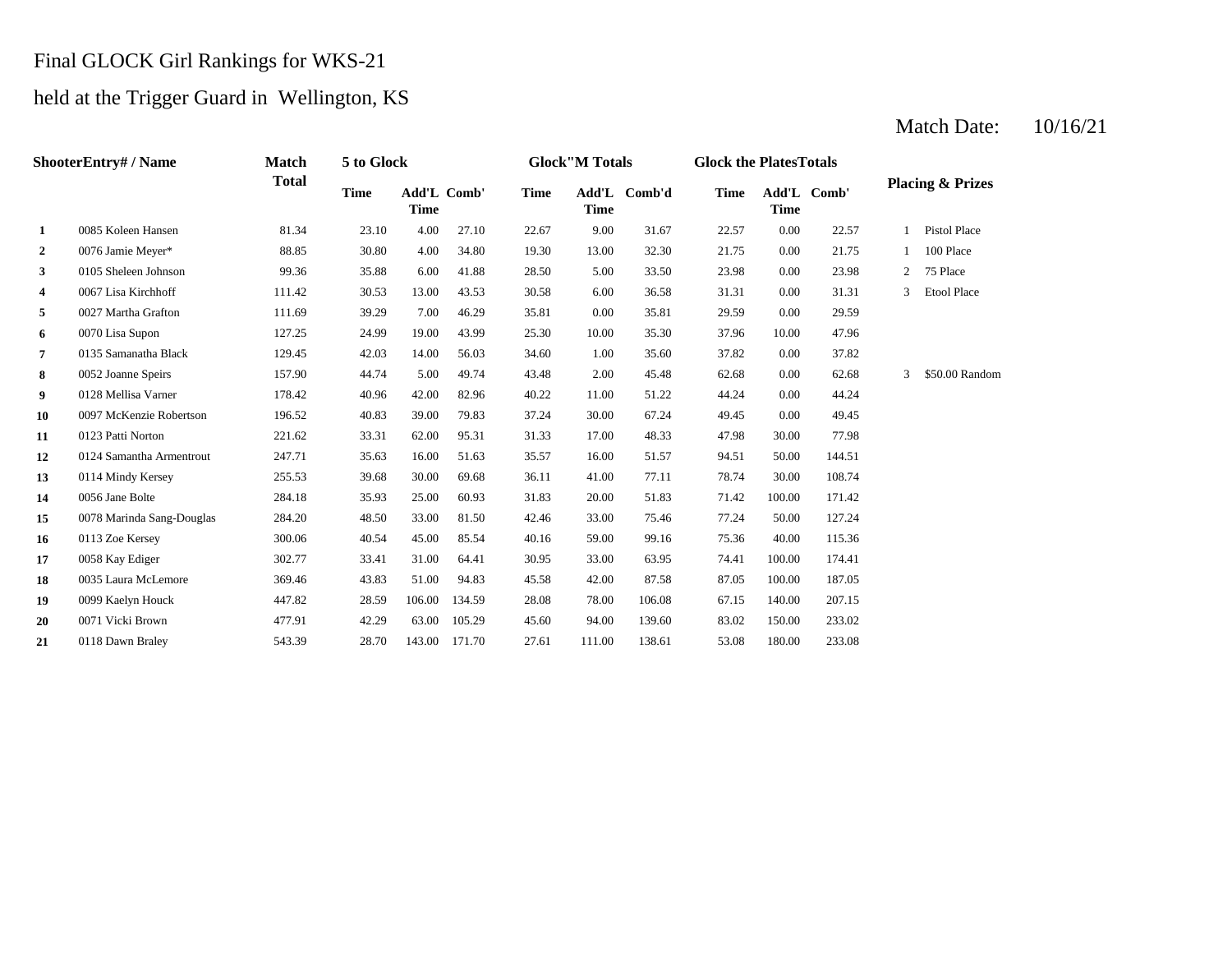Final GLOCK Girl Rankings for WKS-21

held at the Trigger Guard in Wellington, KS

Match Date: 10/16/21

| ShooterEntry# / Name | | Match Total | 5 to Glock | | | Glock"M Totals | | | Glock the PlatesTotals | | | Placing & Prizes | |
|---|---|---|---|---|---|---|---|---|---|---|---|---|---|
| | | | Time | Add'L Time | Comb' | Time | Add'L Time | Comb'd | Time | Add'L Time | Comb' | | |
| 1 | 0085 Koleen Hansen | 81.34 | 23.10 | 4.00 | 27.10 | 22.67 | 9.00 | 31.67 | 22.57 | 0.00 | 22.57 | 1 | Pistol Place |
| 2 | 0076 Jamie Meyer* | 88.85 | 30.80 | 4.00 | 34.80 | 19.30 | 13.00 | 32.30 | 21.75 | 0.00 | 21.75 | 1 | 100 Place |
| 3 | 0105 Sheleen Johnson | 99.36 | 35.88 | 6.00 | 41.88 | 28.50 | 5.00 | 33.50 | 23.98 | 0.00 | 23.98 | 2 | 75 Place |
| 4 | 0067 Lisa Kirchhoff | 111.42 | 30.53 | 13.00 | 43.53 | 30.58 | 6.00 | 36.58 | 31.31 | 0.00 | 31.31 | 3 | Etool Place |
| 5 | 0027 Martha Grafton | 111.69 | 39.29 | 7.00 | 46.29 | 35.81 | 0.00 | 35.81 | 29.59 | 0.00 | 29.59 | | |
| 6 | 0070 Lisa Supon | 127.25 | 24.99 | 19.00 | 43.99 | 25.30 | 10.00 | 35.30 | 37.96 | 10.00 | 47.96 | | |
| 7 | 0135 Samanatha Black | 129.45 | 42.03 | 14.00 | 56.03 | 34.60 | 1.00 | 35.60 | 37.82 | 0.00 | 37.82 | | |
| 8 | 0052 Joanne Speirs | 157.90 | 44.74 | 5.00 | 49.74 | 43.48 | 2.00 | 45.48 | 62.68 | 0.00 | 62.68 | 3 | $50.00 Random |
| 9 | 0128 Mellisa Varner | 178.42 | 40.96 | 42.00 | 82.96 | 40.22 | 11.00 | 51.22 | 44.24 | 0.00 | 44.24 | | |
| 10 | 0097 McKenzie Robertson | 196.52 | 40.83 | 39.00 | 79.83 | 37.24 | 30.00 | 67.24 | 49.45 | 0.00 | 49.45 | | |
| 11 | 0123 Patti Norton | 221.62 | 33.31 | 62.00 | 95.31 | 31.33 | 17.00 | 48.33 | 47.98 | 30.00 | 77.98 | | |
| 12 | 0124 Samantha Armentrout | 247.71 | 35.63 | 16.00 | 51.63 | 35.57 | 16.00 | 51.57 | 94.51 | 50.00 | 144.51 | | |
| 13 | 0114 Mindy Kersey | 255.53 | 39.68 | 30.00 | 69.68 | 36.11 | 41.00 | 77.11 | 78.74 | 30.00 | 108.74 | | |
| 14 | 0056 Jane Bolte | 284.18 | 35.93 | 25.00 | 60.93 | 31.83 | 20.00 | 51.83 | 71.42 | 100.00 | 171.42 | | |
| 15 | 0078 Marinda Sang-Douglas | 284.20 | 48.50 | 33.00 | 81.50 | 42.46 | 33.00 | 75.46 | 77.24 | 50.00 | 127.24 | | |
| 16 | 0113 Zoe Kersey | 300.06 | 40.54 | 45.00 | 85.54 | 40.16 | 59.00 | 99.16 | 75.36 | 40.00 | 115.36 | | |
| 17 | 0058 Kay Ediger | 302.77 | 33.41 | 31.00 | 64.41 | 30.95 | 33.00 | 63.95 | 74.41 | 100.00 | 174.41 | | |
| 18 | 0035 Laura McLemore | 369.46 | 43.83 | 51.00 | 94.83 | 45.58 | 42.00 | 87.58 | 87.05 | 100.00 | 187.05 | | |
| 19 | 0099 Kaelyn Houck | 447.82 | 28.59 | 106.00 | 134.59 | 28.08 | 78.00 | 106.08 | 67.15 | 140.00 | 207.15 | | |
| 20 | 0071 Vicki Brown | 477.91 | 42.29 | 63.00 | 105.29 | 45.60 | 94.00 | 139.60 | 83.02 | 150.00 | 233.02 | | |
| 21 | 0118 Dawn Braley | 543.39 | 28.70 | 143.00 | 171.70 | 27.61 | 111.00 | 138.61 | 53.08 | 180.00 | 233.08 | | |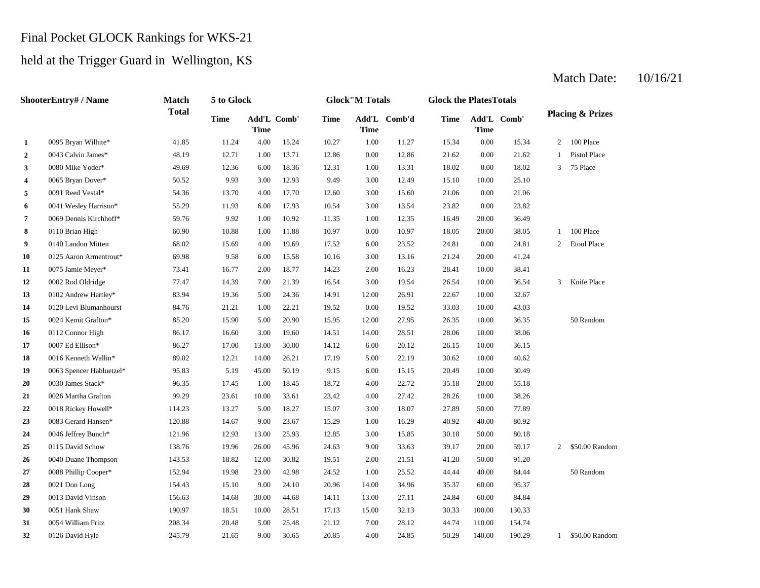# Final Pocket GLOCK Rankings for WKS-21

## held at the Trigger Guard in Wellington, KS

Match Date: 10/16/21

| | ShooterEntry# / Name | Match Total | 5 to Glock | | | Glock"M Totals | | | Glock the Plates Totals | | | Placing & Prizes | |
|---|---|---|---|---|---|---|---|---|---|---|---|---|---|
| | | | Time | Add'L Time | Comb' | Time | Add'L Time | Comb'd | Time | Add'L Time | Comb' | | |
| 1 | 0095 Bryan Wilhite* | 41.85 | 11.24 | 4.00 | 15.24 | 10.27 | 1.00 | 11.27 | 15.34 | 0.00 | 15.34 | 2 | 100 Place |
| 2 | 0043 Calvin James* | 48.19 | 12.71 | 1.00 | 13.71 | 12.86 | 0.00 | 12.86 | 21.62 | 0.00 | 21.62 | 1 | Pistol Place |
| 3 | 0080 Mike Yoder* | 49.69 | 12.36 | 6.00 | 18.36 | 12.31 | 1.00 | 13.31 | 18.02 | 0.00 | 18.02 | 3 | 75 Place |
| 4 | 0065 Bryan Dover* | 50.52 | 9.93 | 3.00 | 12.93 | 9.49 | 3.00 | 12.49 | 15.10 | 10.00 | 25.10 | | |
| 5 | 0091 Reed Vestal* | 54.36 | 13.70 | 4.00 | 17.70 | 12.60 | 3.00 | 15.60 | 21.06 | 0.00 | 21.06 | | |
| 6 | 0041 Wesley Harrison* | 55.29 | 11.93 | 6.00 | 17.93 | 10.54 | 3.00 | 13.54 | 23.82 | 0.00 | 23.82 | | |
| 7 | 0069 Dennis Kirchhoff* | 59.76 | 9.92 | 1.00 | 10.92 | 11.35 | 1.00 | 12.35 | 16.49 | 20.00 | 36.49 | | |
| 8 | 0110 Brian High | 60.90 | 10.88 | 1.00 | 11.88 | 10.97 | 0.00 | 10.97 | 18.05 | 20.00 | 38.05 | 1 | 100 Place |
| 9 | 0140 Landon Mitten | 68.02 | 15.69 | 4.00 | 19.69 | 17.52 | 6.00 | 23.52 | 24.81 | 0.00 | 24.81 | 2 | Etool Place |
| 10 | 0125 Aaron Armentrout* | 69.98 | 9.58 | 6.00 | 15.58 | 10.16 | 3.00 | 13.16 | 21.24 | 20.00 | 41.24 | | |
| 11 | 0075 Jamie Meyer* | 73.41 | 16.77 | 2.00 | 18.77 | 14.23 | 2.00 | 16.23 | 28.41 | 10.00 | 38.41 | | |
| 12 | 0002 Rod Oldridge | 77.47 | 14.39 | 7.00 | 21.39 | 16.54 | 3.00 | 19.54 | 26.54 | 10.00 | 36.54 | 3 | Knife Place |
| 13 | 0102 Andrew Hartley* | 83.94 | 19.36 | 5.00 | 24.36 | 14.91 | 12.00 | 26.91 | 22.67 | 10.00 | 32.67 | | |
| 14 | 0120 Levi Blumanhourst | 84.76 | 21.21 | 1.00 | 22.21 | 19.52 | 0.00 | 19.52 | 33.03 | 10.00 | 43.03 | | |
| 15 | 0024 Kemit Grafton* | 85.20 | 15.90 | 5.00 | 20.90 | 15.95 | 12.00 | 27.95 | 26.35 | 10.00 | 36.35 | | 50 Random |
| 16 | 0112 Connor High | 86.17 | 16.60 | 3.00 | 19.60 | 14.51 | 14.00 | 28.51 | 28.06 | 10.00 | 38.06 | | |
| 17 | 0007 Ed Ellison* | 86.27 | 17.00 | 13.00 | 30.00 | 14.12 | 6.00 | 20.12 | 26.15 | 10.00 | 36.15 | | |
| 18 | 0016 Kenneth Wallin* | 89.02 | 12.21 | 14.00 | 26.21 | 17.19 | 5.00 | 22.19 | 30.62 | 10.00 | 40.62 | | |
| 19 | 0063 Spencer Habluetzel* | 95.83 | 5.19 | 45.00 | 50.19 | 9.15 | 6.00 | 15.15 | 20.49 | 10.00 | 30.49 | | |
| 20 | 0030 James Stack* | 96.35 | 17.45 | 1.00 | 18.45 | 18.72 | 4.00 | 22.72 | 35.18 | 20.00 | 55.18 | | |
| 21 | 0026 Martha Grafton | 99.29 | 23.61 | 10.00 | 33.61 | 23.42 | 4.00 | 27.42 | 28.26 | 10.00 | 38.26 | | |
| 22 | 0018 Rickey Howell* | 114.23 | 13.27 | 5.00 | 18.27 | 15.07 | 3.00 | 18.07 | 27.89 | 50.00 | 77.89 | | |
| 23 | 0083 Gerard Hansen* | 120.88 | 14.67 | 9.00 | 23.67 | 15.29 | 1.00 | 16.29 | 40.92 | 40.00 | 80.92 | | |
| 24 | 0046 Jeffrey Bunch* | 121.96 | 12.93 | 13.00 | 25.93 | 12.85 | 3.00 | 15.85 | 30.18 | 50.00 | 80.18 | | |
| 25 | 0115 David Schow | 138.76 | 19.96 | 26.00 | 45.96 | 24.63 | 9.00 | 33.63 | 39.17 | 20.00 | 59.17 | 2 | $50.00 Random |
| 26 | 0040 Duane Thompson | 143.53 | 18.82 | 12.00 | 30.82 | 19.51 | 2.00 | 21.51 | 41.20 | 50.00 | 91.20 | | |
| 27 | 0088 Phillip Cooper* | 152.94 | 19.98 | 23.00 | 42.98 | 24.52 | 1.00 | 25.52 | 44.44 | 40.00 | 84.44 | | 50 Random |
| 28 | 0021 Don Long | 154.43 | 15.10 | 9.00 | 24.10 | 20.96 | 14.00 | 34.96 | 35.37 | 60.00 | 95.37 | | |
| 29 | 0013 David Vinson | 156.63 | 14.68 | 30.00 | 44.68 | 14.11 | 13.00 | 27.11 | 24.84 | 60.00 | 84.84 | | |
| 30 | 0051 Hank Shaw | 190.97 | 18.51 | 10.00 | 28.51 | 17.13 | 15.00 | 32.13 | 30.33 | 100.00 | 130.33 | | |
| 31 | 0054 William Fritz | 208.34 | 20.48 | 5.00 | 25.48 | 21.12 | 7.00 | 28.12 | 44.74 | 110.00 | 154.74 | | |
| 32 | 0126 David Hyle | 245.79 | 21.65 | 9.00 | 30.65 | 20.85 | 4.00 | 24.85 | 50.29 | 140.00 | 190.29 | 1 | $50.00 Random |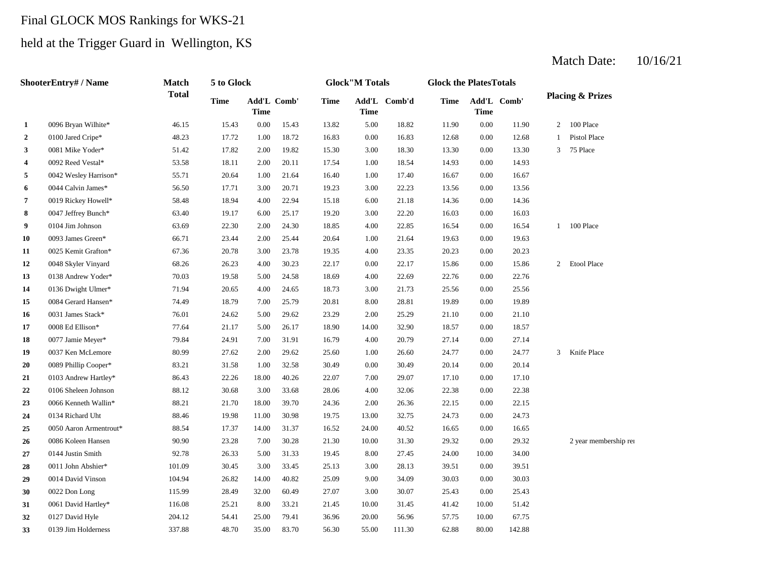Final GLOCK MOS Rankings for WKS-21

held at the Trigger Guard in Wellington, KS

Match Date: 10/16/21

| Shooter | Entry# / Name | Match Total | 5 to Glock | | | Glock"M Totals | | | Glock the Plates Totals | | | Placing & Prizes | |
|---|---|---|---|---|---|---|---|---|---|---|---|---|---|
| | | | Time | Add'L Time | Comb' | Time | Add'L Time | Comb'd | Time | Add'L Time | Comb' | | |
| 1 | 0096 Bryan Wilhite* | 46.15 | 15.43 | 0.00 | 15.43 | 13.82 | 5.00 | 18.82 | 11.90 | 0.00 | 11.90 | 2 | 100 Place |
| 2 | 0100 Jared Cripe* | 48.23 | 17.72 | 1.00 | 18.72 | 16.83 | 0.00 | 16.83 | 12.68 | 0.00 | 12.68 | 1 | Pistol Place |
| 3 | 0081 Mike Yoder* | 51.42 | 17.82 | 2.00 | 19.82 | 15.30 | 3.00 | 18.30 | 13.30 | 0.00 | 13.30 | 3 | 75 Place |
| 4 | 0092 Reed Vestal* | 53.58 | 18.11 | 2.00 | 20.11 | 17.54 | 1.00 | 18.54 | 14.93 | 0.00 | 14.93 | | |
| 5 | 0042 Wesley Harrison* | 55.71 | 20.64 | 1.00 | 21.64 | 16.40 | 1.00 | 17.40 | 16.67 | 0.00 | 16.67 | | |
| 6 | 0044 Calvin James* | 56.50 | 17.71 | 3.00 | 20.71 | 19.23 | 3.00 | 22.23 | 13.56 | 0.00 | 13.56 | | |
| 7 | 0019 Rickey Howell* | 58.48 | 18.94 | 4.00 | 22.94 | 15.18 | 6.00 | 21.18 | 14.36 | 0.00 | 14.36 | | |
| 8 | 0047 Jeffrey Bunch* | 63.40 | 19.17 | 6.00 | 25.17 | 19.20 | 3.00 | 22.20 | 16.03 | 0.00 | 16.03 | | |
| 9 | 0104 Jim Johnson | 63.69 | 22.30 | 2.00 | 24.30 | 18.85 | 4.00 | 22.85 | 16.54 | 0.00 | 16.54 | 1 | 100 Place |
| 10 | 0093 James Green* | 66.71 | 23.44 | 2.00 | 25.44 | 20.64 | 1.00 | 21.64 | 19.63 | 0.00 | 19.63 | | |
| 11 | 0025 Kemit Grafton* | 67.36 | 20.78 | 3.00 | 23.78 | 19.35 | 4.00 | 23.35 | 20.23 | 0.00 | 20.23 | | |
| 12 | 0048 Skyler Vinyard | 68.26 | 26.23 | 4.00 | 30.23 | 22.17 | 0.00 | 22.17 | 15.86 | 0.00 | 15.86 | 2 | Etool Place |
| 13 | 0138 Andrew Yoder* | 70.03 | 19.58 | 5.00 | 24.58 | 18.69 | 4.00 | 22.69 | 22.76 | 0.00 | 22.76 | | |
| 14 | 0136 Dwight Ulmer* | 71.94 | 20.65 | 4.00 | 24.65 | 18.73 | 3.00 | 21.73 | 25.56 | 0.00 | 25.56 | | |
| 15 | 0084 Gerard Hansen* | 74.49 | 18.79 | 7.00 | 25.79 | 20.81 | 8.00 | 28.81 | 19.89 | 0.00 | 19.89 | | |
| 16 | 0031 James Stack* | 76.01 | 24.62 | 5.00 | 29.62 | 23.29 | 2.00 | 25.29 | 21.10 | 0.00 | 21.10 | | |
| 17 | 0008 Ed Ellison* | 77.64 | 21.17 | 5.00 | 26.17 | 18.90 | 14.00 | 32.90 | 18.57 | 0.00 | 18.57 | | |
| 18 | 0077 Jamie Meyer* | 79.84 | 24.91 | 7.00 | 31.91 | 16.79 | 4.00 | 20.79 | 27.14 | 0.00 | 27.14 | | |
| 19 | 0037 Ken McLemore | 80.99 | 27.62 | 2.00 | 29.62 | 25.60 | 1.00 | 26.60 | 24.77 | 0.00 | 24.77 | 3 | Knife Place |
| 20 | 0089 Phillip Cooper* | 83.21 | 31.58 | 1.00 | 32.58 | 30.49 | 0.00 | 30.49 | 20.14 | 0.00 | 20.14 | | |
| 21 | 0103 Andrew Hartley* | 86.43 | 22.26 | 18.00 | 40.26 | 22.07 | 7.00 | 29.07 | 17.10 | 0.00 | 17.10 | | |
| 22 | 0106 Sheleen Johnson | 88.12 | 30.68 | 3.00 | 33.68 | 28.06 | 4.00 | 32.06 | 22.38 | 0.00 | 22.38 | | |
| 23 | 0066 Kenneth Wallin* | 88.21 | 21.70 | 18.00 | 39.70 | 24.36 | 2.00 | 26.36 | 22.15 | 0.00 | 22.15 | | |
| 24 | 0134 Richard Uht | 88.46 | 19.98 | 11.00 | 30.98 | 19.75 | 13.00 | 32.75 | 24.73 | 0.00 | 24.73 | | |
| 25 | 0050 Aaron Armentrout* | 88.54 | 17.37 | 14.00 | 31.37 | 16.52 | 24.00 | 40.52 | 16.65 | 0.00 | 16.65 | | |
| 26 | 0086 Koleen Hansen | 90.90 | 23.28 | 7.00 | 30.28 | 21.30 | 10.00 | 31.30 | 29.32 | 0.00 | 29.32 | | 2 year membership rei |
| 27 | 0144 Justin Smith | 92.78 | 26.33 | 5.00 | 31.33 | 19.45 | 8.00 | 27.45 | 24.00 | 10.00 | 34.00 | | |
| 28 | 0011 John Abshier* | 101.09 | 30.45 | 3.00 | 33.45 | 25.13 | 3.00 | 28.13 | 39.51 | 0.00 | 39.51 | | |
| 29 | 0014 David Vinson | 104.94 | 26.82 | 14.00 | 40.82 | 25.09 | 9.00 | 34.09 | 30.03 | 0.00 | 30.03 | | |
| 30 | 0022 Don Long | 115.99 | 28.49 | 32.00 | 60.49 | 27.07 | 3.00 | 30.07 | 25.43 | 0.00 | 25.43 | | |
| 31 | 0061 David Hartley* | 116.08 | 25.21 | 8.00 | 33.21 | 21.45 | 10.00 | 31.45 | 41.42 | 10.00 | 51.42 | | |
| 32 | 0127 David Hyle | 204.12 | 54.41 | 25.00 | 79.41 | 36.96 | 20.00 | 56.96 | 57.75 | 10.00 | 67.75 | | |
| 33 | 0139 Jim Holderness | 337.88 | 48.70 | 35.00 | 83.70 | 56.30 | 55.00 | 111.30 | 62.88 | 80.00 | 142.88 | | |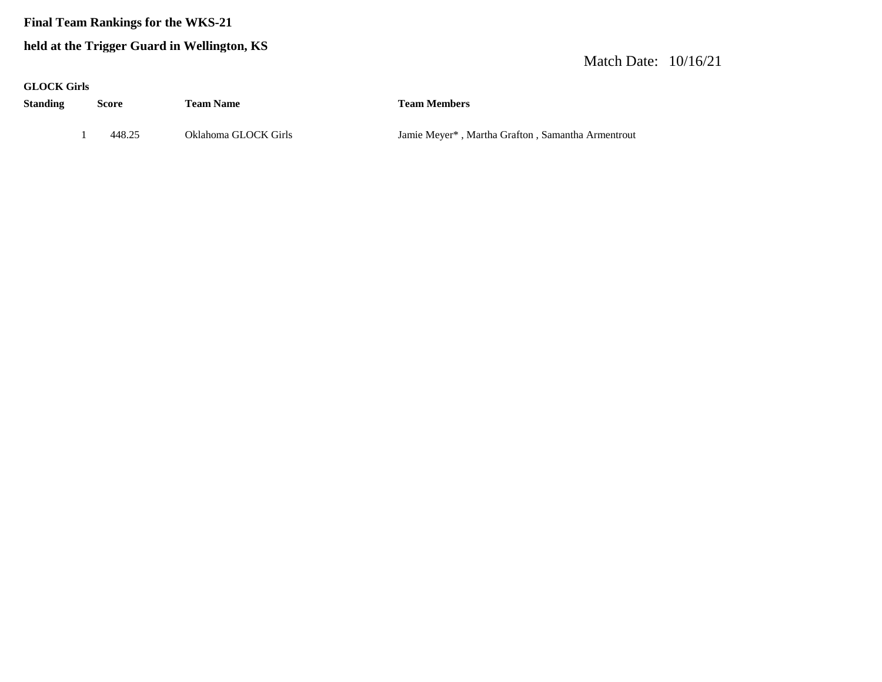**Final Team Rankings for the WKS-21**

**held at the Trigger Guard in Wellington, KS**

Match Date: 10/16/21

**GLOCK Girls**

| Standing | Score | Team Name | Team Members |
|---|---|---|---|
| 1 | 448.25 | Oklahoma GLOCK Girls | Jamie Meyer* , Martha Grafton , Samantha Armentrout |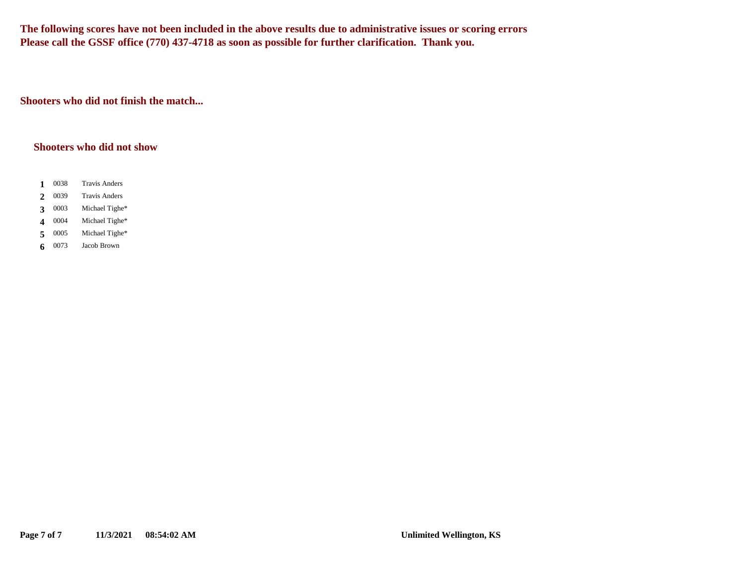**The following scores have not been included in the above results due to administrative issues or scoring errors**
**Please call the GSSF office (770) 437-4718 as soon as possible for further clarification. Thank you.**

**Shooters who did not finish the match...**

**Shooters who did not show**

| | | |
|---|---|---|
| **1** | 0038 | Travis Anders |
| **2** | 0039 | Travis Anders |
| **3** | 0003 | Michael Tighe* |
| **4** | 0004 | Michael Tighe* |
| **5** | 0005 | Michael Tighe* |
| **6** | 0073 | Jacob Brown |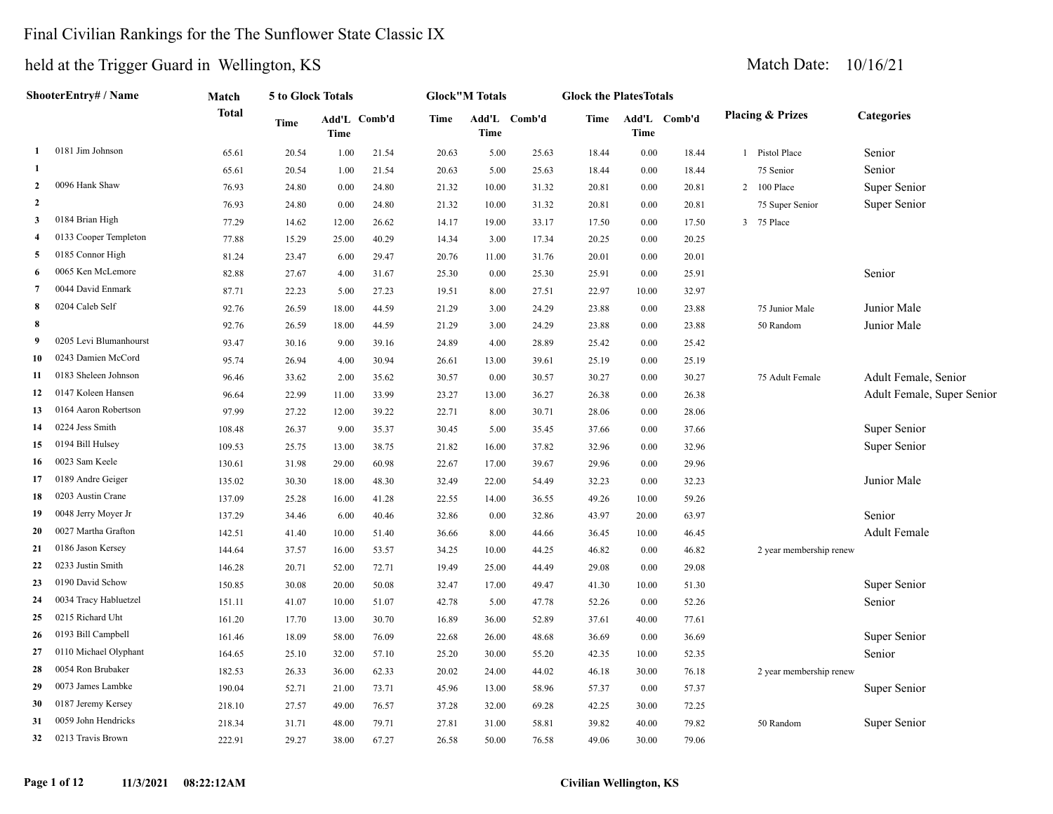# Final Civilian Rankings for the The Sunflower State Classic IX

## held at the Trigger Guard in Wellington, KS

Match Date: 10/16/21

| | ShooterEntry# / Name | Match Total | 5 to Glock Totals | | | Glock"M Totals | | | Glock the PlatesTotals | | | Placing & Prizes | Categories |
|---|---|---|---|---|---|---|---|---|---|---|---|---|---|
| | | | Time | Add'L Time | Comb'd | Time | Add'L Time | Comb'd | Time | Add'L Time | Comb'd | | |
| 1 | 0181 Jim Johnson | 65.61 | 20.54 | 1.00 | 21.54 | 20.63 | 5.00 | 25.63 | 18.44 | 0.00 | 18.44 | 1 Pistol Place | Senior |
| 1 | | 65.61 | 20.54 | 1.00 | 21.54 | 20.63 | 5.00 | 25.63 | 18.44 | 0.00 | 18.44 | 75 Senior | Senior |
| 2 | 0096 Hank Shaw | 76.93 | 24.80 | 0.00 | 24.80 | 21.32 | 10.00 | 31.32 | 20.81 | 0.00 | 20.81 | 2 100 Place | Super Senior |
| 2 | | 76.93 | 24.80 | 0.00 | 24.80 | 21.32 | 10.00 | 31.32 | 20.81 | 0.00 | 20.81 | 75 Super Senior | Super Senior |
| 3 | 0184 Brian High | 77.29 | 14.62 | 12.00 | 26.62 | 14.17 | 19.00 | 33.17 | 17.50 | 0.00 | 17.50 | 3 75 Place | |
| 4 | 0133 Cooper Templeton | 77.88 | 15.29 | 25.00 | 40.29 | 14.34 | 3.00 | 17.34 | 20.25 | 0.00 | 20.25 | | |
| 5 | 0185 Connor High | 81.24 | 23.47 | 6.00 | 29.47 | 20.76 | 11.00 | 31.76 | 20.01 | 0.00 | 20.01 | | |
| 6 | 0065 Ken McLemore | 82.88 | 27.67 | 4.00 | 31.67 | 25.30 | 0.00 | 25.30 | 25.91 | 0.00 | 25.91 | | Senior |
| 7 | 0044 David Enmark | 87.71 | 22.23 | 5.00 | 27.23 | 19.51 | 8.00 | 27.51 | 22.97 | 10.00 | 32.97 | | |
| 8 | 0204 Caleb Self | 92.76 | 26.59 | 18.00 | 44.59 | 21.29 | 3.00 | 24.29 | 23.88 | 0.00 | 23.88 | 75 Junior Male | Junior Male |
| 8 | | 92.76 | 26.59 | 18.00 | 44.59 | 21.29 | 3.00 | 24.29 | 23.88 | 0.00 | 23.88 | 50 Random | Junior Male |
| 9 | 0205 Levi Blumanhourst | 93.47 | 30.16 | 9.00 | 39.16 | 24.89 | 4.00 | 28.89 | 25.42 | 0.00 | 25.42 | | |
| 10 | 0243 Damien McCord | 95.74 | 26.94 | 4.00 | 30.94 | 26.61 | 13.00 | 39.61 | 25.19 | 0.00 | 25.19 | | |
| 11 | 0183 Sheleen Johnson | 96.46 | 33.62 | 2.00 | 35.62 | 30.57 | 0.00 | 30.57 | 30.27 | 0.00 | 30.27 | 75 Adult Female | Adult Female, Senior |
| 12 | 0147 Koleen Hansen | 96.64 | 22.99 | 11.00 | 33.99 | 23.27 | 13.00 | 36.27 | 26.38 | 0.00 | 26.38 | | Adult Female, Super Senior |
| 13 | 0164 Aaron Robertson | 97.99 | 27.22 | 12.00 | 39.22 | 22.71 | 8.00 | 30.71 | 28.06 | 0.00 | 28.06 | | |
| 14 | 0224 Jess Smith | 108.48 | 26.37 | 9.00 | 35.37 | 30.45 | 5.00 | 35.45 | 37.66 | 0.00 | 37.66 | | Super Senior |
| 15 | 0194 Bill Hulsey | 109.53 | 25.75 | 13.00 | 38.75 | 21.82 | 16.00 | 37.82 | 32.96 | 0.00 | 32.96 | | Super Senior |
| 16 | 0023 Sam Keele | 130.61 | 31.98 | 29.00 | 60.98 | 22.67 | 17.00 | 39.67 | 29.96 | 0.00 | 29.96 | | |
| 17 | 0189 Andre Geiger | 135.02 | 30.30 | 18.00 | 48.30 | 32.49 | 22.00 | 54.49 | 32.23 | 0.00 | 32.23 | | Junior Male |
| 18 | 0203 Austin Crane | 137.09 | 25.28 | 16.00 | 41.28 | 22.55 | 14.00 | 36.55 | 49.26 | 10.00 | 59.26 | | |
| 19 | 0048 Jerry Moyer Jr | 137.29 | 34.46 | 6.00 | 40.46 | 32.86 | 0.00 | 32.86 | 43.97 | 20.00 | 63.97 | | Senior |
| 20 | 0027 Martha Grafton | 142.51 | 41.40 | 10.00 | 51.40 | 36.66 | 8.00 | 44.66 | 36.45 | 10.00 | 46.45 | | Adult Female |
| 21 | 0186 Jason Kersey | 144.64 | 37.57 | 16.00 | 53.57 | 34.25 | 10.00 | 44.25 | 46.82 | 0.00 | 46.82 | 2 year membership renew | |
| 22 | 0233 Justin Smith | 146.28 | 20.71 | 52.00 | 72.71 | 19.49 | 25.00 | 44.49 | 29.08 | 0.00 | 29.08 | | |
| 23 | 0190 David Schow | 150.85 | 30.08 | 20.00 | 50.08 | 32.47 | 17.00 | 49.47 | 41.30 | 10.00 | 51.30 | | Super Senior |
| 24 | 0034 Tracy Habluetzel | 151.11 | 41.07 | 10.00 | 51.07 | 42.78 | 5.00 | 47.78 | 52.26 | 0.00 | 52.26 | | Senior |
| 25 | 0215 Richard Uht | 161.20 | 17.70 | 13.00 | 30.70 | 16.89 | 36.00 | 52.89 | 37.61 | 40.00 | 77.61 | | |
| 26 | 0193 Bill Campbell | 161.46 | 18.09 | 58.00 | 76.09 | 22.68 | 26.00 | 48.68 | 36.69 | 0.00 | 36.69 | | Super Senior |
| 27 | 0110 Michael Olyphant | 164.65 | 25.10 | 32.00 | 57.10 | 25.20 | 30.00 | 55.20 | 42.35 | 10.00 | 52.35 | | Senior |
| 28 | 0054 Ron Brubaker | 182.53 | 26.33 | 36.00 | 62.33 | 20.02 | 24.00 | 44.02 | 46.18 | 30.00 | 76.18 | 2 year membership renew | |
| 29 | 0073 James Lambke | 190.04 | 52.71 | 21.00 | 73.71 | 45.96 | 13.00 | 58.96 | 57.37 | 0.00 | 57.37 | | Super Senior |
| 30 | 0187 Jeremy Kersey | 218.10 | 27.57 | 49.00 | 76.57 | 37.28 | 32.00 | 69.28 | 42.25 | 30.00 | 72.25 | | |
| 31 | 0059 John Hendricks | 218.34 | 31.71 | 48.00 | 79.71 | 27.81 | 31.00 | 58.81 | 39.82 | 40.00 | 79.82 | 50 Random | Super Senior |
| 32 | 0213 Travis Brown | 222.91 | 29.27 | 38.00 | 67.27 | 26.58 | 50.00 | 76.58 | 49.06 | 30.00 | 79.06 | | |

11/3/2021 08:22:12AM Civilian Wellington, KS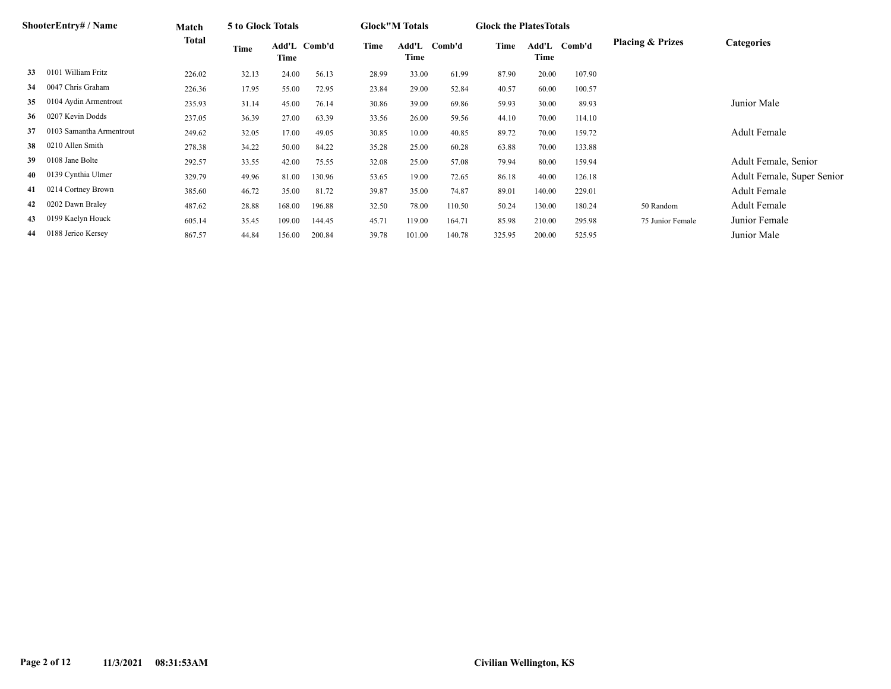| ShooterEntry# / Name | | Match Total | 5 to Glock Totals | | | Glock"M Totals | | | Glock the PlatesTotals | | | Placing & Prizes | Categories |
|---|---|---|---|---|---|---|---|---|---|---|---|---|---|
| | | | Time | Add'L Time | Comb'd | Time | Add'L Time | Comb'd | Time | Add'L Time | Comb'd | | |
| 33 | 0101 William Fritz | 226.02 | 32.13 | 24.00 | 56.13 | 28.99 | 33.00 | 61.99 | 87.90 | 20.00 | 107.90 | | |
| 34 | 0047 Chris Graham | 226.36 | 17.95 | 55.00 | 72.95 | 23.84 | 29.00 | 52.84 | 40.57 | 60.00 | 100.57 | | |
| 35 | 0104 Aydin Armentrout | 235.93 | 31.14 | 45.00 | 76.14 | 30.86 | 39.00 | 69.86 | 59.93 | 30.00 | 89.93 | | Junior Male |
| 36 | 0207 Kevin Dodds | 237.05 | 36.39 | 27.00 | 63.39 | 33.56 | 26.00 | 59.56 | 44.10 | 70.00 | 114.10 | | |
| 37 | 0103 Samantha Armentrout | 249.62 | 32.05 | 17.00 | 49.05 | 30.85 | 10.00 | 40.85 | 89.72 | 70.00 | 159.72 | | Adult Female |
| 38 | 0210 Allen Smith | 278.38 | 34.22 | 50.00 | 84.22 | 35.28 | 25.00 | 60.28 | 63.88 | 70.00 | 133.88 | | |
| 39 | 0108 Jane Bolte | 292.57 | 33.55 | 42.00 | 75.55 | 32.08 | 25.00 | 57.08 | 79.94 | 80.00 | 159.94 | | Adult Female, Senior |
| 40 | 0139 Cynthia Ulmer | 329.79 | 49.96 | 81.00 | 130.96 | 53.65 | 19.00 | 72.65 | 86.18 | 40.00 | 126.18 | | Adult Female, Super Senior |
| 41 | 0214 Cortney Brown | 385.60 | 46.72 | 35.00 | 81.72 | 39.87 | 35.00 | 74.87 | 89.01 | 140.00 | 229.01 | | Adult Female |
| 42 | 0202 Dawn Braley | 487.62 | 28.88 | 168.00 | 196.88 | 32.50 | 78.00 | 110.50 | 50.24 | 130.00 | 180.24 | 50 Random | Adult Female |
| 43 | 0199 Kaelyn Houck | 605.14 | 35.45 | 109.00 | 144.45 | 45.71 | 119.00 | 164.71 | 85.98 | 210.00 | 295.98 | 75 Junior Female | Junior Female |
| 44 | 0188 Jerico Kersey | 867.57 | 44.84 | 156.00 | 200.84 | 39.78 | 101.00 | 140.78 | 325.95 | 200.00 | 525.95 | | Junior Male |

11/3/2021 08:31:53AM

Civilian Wellington, KS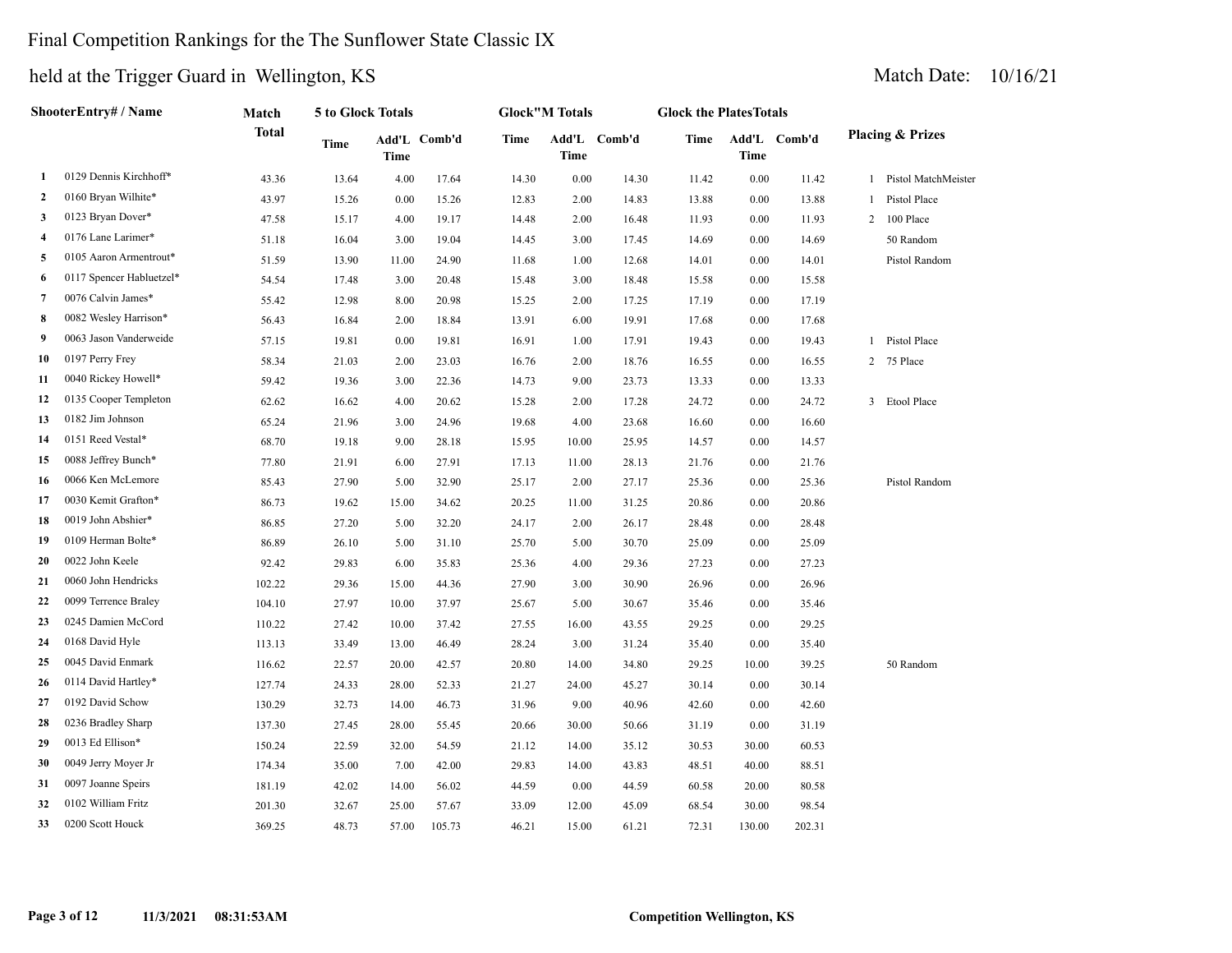# Final Competition Rankings for the The Sunflower State Classic IX

## held at the Trigger Guard in Wellington, KS

Match Date: 10/16/21

| | ShooterEntry# / Name | Match Total | 5 to Glock Totals | | | Glock"M Totals | | | Glock the PlatesTotals | | | Placing & Prizes | |
|---|---|---|---|---|---|---|---|---|---|---|---|---|---|
| | | | Time | Add'L Time | Comb'd | Time | Add'L Time | Comb'd | Time | Add'L Time | Comb'd | | |
| 1 | 0129 Dennis Kirchhoff* | 43.36 | 13.64 | 4.00 | 17.64 | 14.30 | 0.00 | 14.30 | 11.42 | 0.00 | 11.42 | 1 | Pistol MatchMeister |
| 2 | 0160 Bryan Wilhite* | 43.97 | 15.26 | 0.00 | 15.26 | 12.83 | 2.00 | 14.83 | 13.88 | 0.00 | 13.88 | 1 | Pistol Place |
| 3 | 0123 Bryan Dover* | 47.58 | 15.17 | 4.00 | 19.17 | 14.48 | 2.00 | 16.48 | 11.93 | 0.00 | 11.93 | 2 | 100 Place |
| 4 | 0176 Lane Larimer* | 51.18 | 16.04 | 3.00 | 19.04 | 14.45 | 3.00 | 17.45 | 14.69 | 0.00 | 14.69 | | 50 Random |
| 5 | 0105 Aaron Armentrout* | 51.59 | 13.90 | 11.00 | 24.90 | 11.68 | 1.00 | 12.68 | 14.01 | 0.00 | 14.01 | | Pistol Random |
| 6 | 0117 Spencer Habluetzel* | 54.54 | 17.48 | 3.00 | 20.48 | 15.48 | 3.00 | 18.48 | 15.58 | 0.00 | 15.58 | | |
| 7 | 0076 Calvin James* | 55.42 | 12.98 | 8.00 | 20.98 | 15.25 | 2.00 | 17.25 | 17.19 | 0.00 | 17.19 | | |
| 8 | 0082 Wesley Harrison* | 56.43 | 16.84 | 2.00 | 18.84 | 13.91 | 6.00 | 19.91 | 17.68 | 0.00 | 17.68 | | |
| 9 | 0063 Jason Vanderweide | 57.15 | 19.81 | 0.00 | 19.81 | 16.91 | 1.00 | 17.91 | 19.43 | 0.00 | 19.43 | 1 | Pistol Place |
| 10 | 0197 Perry Frey | 58.34 | 21.03 | 2.00 | 23.03 | 16.76 | 2.00 | 18.76 | 16.55 | 0.00 | 16.55 | 2 | 75 Place |
| 11 | 0040 Rickey Howell* | 59.42 | 19.36 | 3.00 | 22.36 | 14.73 | 9.00 | 23.73 | 13.33 | 0.00 | 13.33 | | |
| 12 | 0135 Cooper Templeton | 62.62 | 16.62 | 4.00 | 20.62 | 15.28 | 2.00 | 17.28 | 24.72 | 0.00 | 24.72 | 3 | Etool Place |
| 13 | 0182 Jim Johnson | 65.24 | 21.96 | 3.00 | 24.96 | 19.68 | 4.00 | 23.68 | 16.60 | 0.00 | 16.60 | | |
| 14 | 0151 Reed Vestal* | 68.70 | 19.18 | 9.00 | 28.18 | 15.95 | 10.00 | 25.95 | 14.57 | 0.00 | 14.57 | | |
| 15 | 0088 Jeffrey Bunch* | 77.80 | 21.91 | 6.00 | 27.91 | 17.13 | 11.00 | 28.13 | 21.76 | 0.00 | 21.76 | | |
| 16 | 0066 Ken McLemore | 85.43 | 27.90 | 5.00 | 32.90 | 25.17 | 2.00 | 27.17 | 25.36 | 0.00 | 25.36 | | Pistol Random |
| 17 | 0030 Kemit Grafton* | 86.73 | 19.62 | 15.00 | 34.62 | 20.25 | 11.00 | 31.25 | 20.86 | 0.00 | 20.86 | | |
| 18 | 0019 John Abshier* | 86.85 | 27.20 | 5.00 | 32.20 | 24.17 | 2.00 | 26.17 | 28.48 | 0.00 | 28.48 | | |
| 19 | 0109 Herman Bolte* | 86.89 | 26.10 | 5.00 | 31.10 | 25.70 | 5.00 | 30.70 | 25.09 | 0.00 | 25.09 | | |
| 20 | 0022 John Keele | 92.42 | 29.83 | 6.00 | 35.83 | 25.36 | 4.00 | 29.36 | 27.23 | 0.00 | 27.23 | | |
| 21 | 0060 John Hendricks | 102.22 | 29.36 | 15.00 | 44.36 | 27.90 | 3.00 | 30.90 | 26.96 | 0.00 | 26.96 | | |
| 22 | 0099 Terrence Braley | 104.10 | 27.97 | 10.00 | 37.97 | 25.67 | 5.00 | 30.67 | 35.46 | 0.00 | 35.46 | | |
| 23 | 0245 Damien McCord | 110.22 | 27.42 | 10.00 | 37.42 | 27.55 | 16.00 | 43.55 | 29.25 | 0.00 | 29.25 | | |
| 24 | 0168 David Hyle | 113.13 | 33.49 | 13.00 | 46.49 | 28.24 | 3.00 | 31.24 | 35.40 | 0.00 | 35.40 | | |
| 25 | 0045 David Enmark | 116.62 | 22.57 | 20.00 | 42.57 | 20.80 | 14.00 | 34.80 | 29.25 | 10.00 | 39.25 | | 50 Random |
| 26 | 0114 David Hartley* | 127.74 | 24.33 | 28.00 | 52.33 | 21.27 | 24.00 | 45.27 | 30.14 | 0.00 | 30.14 | | |
| 27 | 0192 David Schow | 130.29 | 32.73 | 14.00 | 46.73 | 31.96 | 9.00 | 40.96 | 42.60 | 0.00 | 42.60 | | |
| 28 | 0236 Bradley Sharp | 137.30 | 27.45 | 28.00 | 55.45 | 20.66 | 30.00 | 50.66 | 31.19 | 0.00 | 31.19 | | |
| 29 | 0013 Ed Ellison* | 150.24 | 22.59 | 32.00 | 54.59 | 21.12 | 14.00 | 35.12 | 30.53 | 30.00 | 60.53 | | |
| 30 | 0049 Jerry Moyer Jr | 174.34 | 35.00 | 7.00 | 42.00 | 29.83 | 14.00 | 43.83 | 48.51 | 40.00 | 88.51 | | |
| 31 | 0097 Joanne Speirs | 181.19 | 42.02 | 14.00 | 56.02 | 44.59 | 0.00 | 44.59 | 60.58 | 20.00 | 80.58 | | |
| 32 | 0102 William Fritz | 201.30 | 32.67 | 25.00 | 57.67 | 33.09 | 12.00 | 45.09 | 68.54 | 30.00 | 98.54 | | |
| 33 | 0200 Scott Houck | 369.25 | 48.73 | 57.00 | 105.73 | 46.21 | 15.00 | 61.21 | 72.31 | 130.00 | 202.31 | | |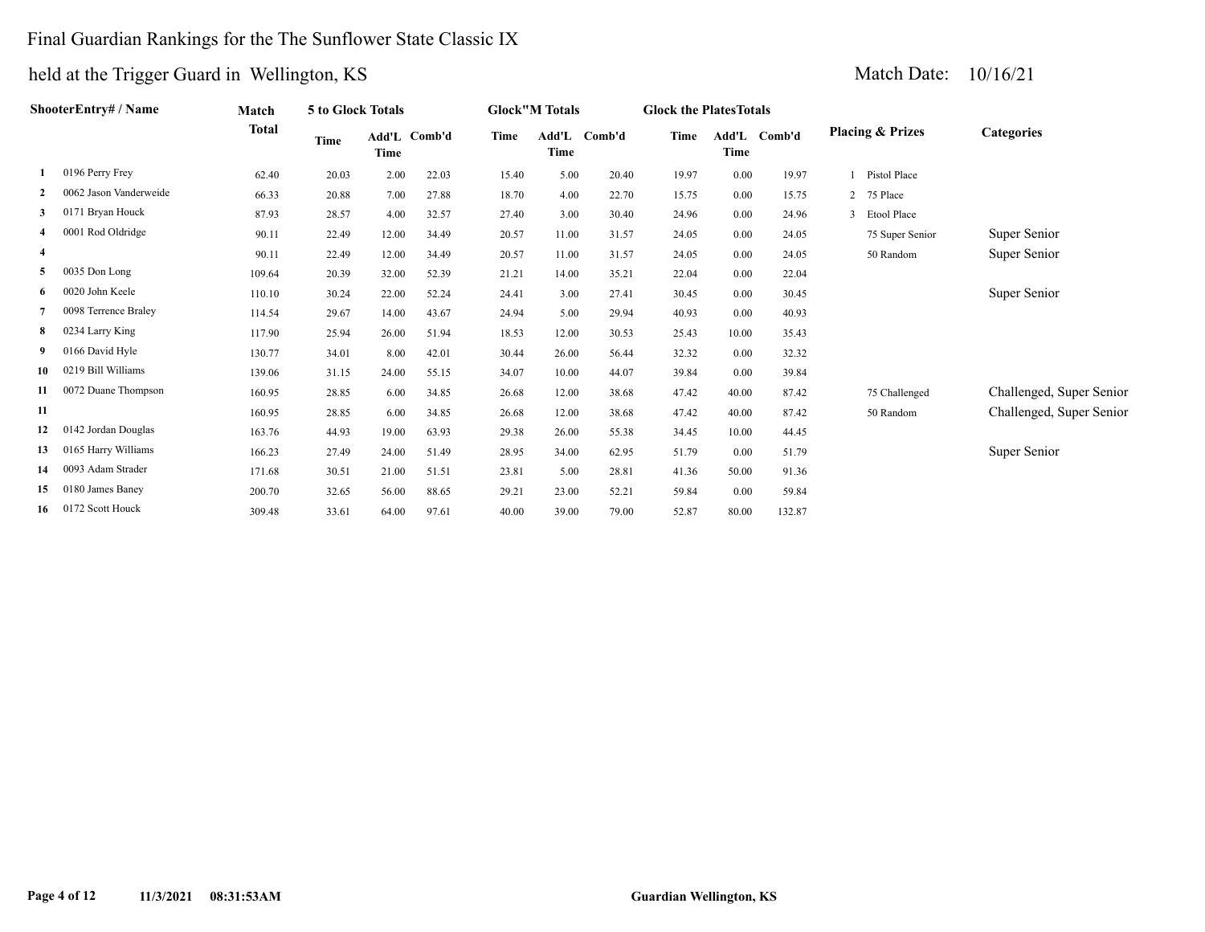# Final Guardian Rankings for the The Sunflower State Classic IX

## held at the Trigger Guard in Wellington, KS

Match Date: 10/16/21

| | ShooterEntry# / Name | Match Total | 5 to Glock Totals | | | Glock"M Totals | | | Glock the PlatesTotals | | | Placing & Prizes | Categories |
|---|---|---|---|---|---|---|---|---|---|---|---|---|---|
| | | | Time | Add'L Time | Comb'd | Time | Add'L Time | Comb'd | Time | Add'L Time | Comb'd | | |
| 1 | 0196 Perry Frey | 62.40 | 20.03 | 2.00 | 22.03 | 15.40 | 5.00 | 20.40 | 19.97 | 0.00 | 19.97 | 1 Pistol Place | |
| 2 | 0062 Jason Vanderweide | 66.33 | 20.88 | 7.00 | 27.88 | 18.70 | 4.00 | 22.70 | 15.75 | 0.00 | 15.75 | 2 75 Place | |
| 3 | 0171 Bryan Houck | 87.93 | 28.57 | 4.00 | 32.57 | 27.40 | 3.00 | 30.40 | 24.96 | 0.00 | 24.96 | 3 Etool Place | |
| 4 | 0001 Rod Oldridge | 90.11 | 22.49 | 12.00 | 34.49 | 20.57 | 11.00 | 31.57 | 24.05 | 0.00 | 24.05 | 75 Super Senior | Super Senior |
| 4 | | 90.11 | 22.49 | 12.00 | 34.49 | 20.57 | 11.00 | 31.57 | 24.05 | 0.00 | 24.05 | 50 Random | Super Senior |
| 5 | 0035 Don Long | 109.64 | 20.39 | 32.00 | 52.39 | 21.21 | 14.00 | 35.21 | 22.04 | 0.00 | 22.04 | | |
| 6 | 0020 John Keele | 110.10 | 30.24 | 22.00 | 52.24 | 24.41 | 3.00 | 27.41 | 30.45 | 0.00 | 30.45 | | Super Senior |
| 7 | 0098 Terrence Braley | 114.54 | 29.67 | 14.00 | 43.67 | 24.94 | 5.00 | 29.94 | 40.93 | 0.00 | 40.93 | | |
| 8 | 0234 Larry King | 117.90 | 25.94 | 26.00 | 51.94 | 18.53 | 12.00 | 30.53 | 25.43 | 10.00 | 35.43 | | |
| 9 | 0166 David Hyle | 130.77 | 34.01 | 8.00 | 42.01 | 30.44 | 26.00 | 56.44 | 32.32 | 0.00 | 32.32 | | |
| 10 | 0219 Bill Williams | 139.06 | 31.15 | 24.00 | 55.15 | 34.07 | 10.00 | 44.07 | 39.84 | 0.00 | 39.84 | | |
| 11 | 0072 Duane Thompson | 160.95 | 28.85 | 6.00 | 34.85 | 26.68 | 12.00 | 38.68 | 47.42 | 40.00 | 87.42 | 75 Challenged | Challenged, Super Senior |
| 11 | | 160.95 | 28.85 | 6.00 | 34.85 | 26.68 | 12.00 | 38.68 | 47.42 | 40.00 | 87.42 | 50 Random | Challenged, Super Senior |
| 12 | 0142 Jordan Douglas | 163.76 | 44.93 | 19.00 | 63.93 | 29.38 | 26.00 | 55.38 | 34.45 | 10.00 | 44.45 | | |
| 13 | 0165 Harry Williams | 166.23 | 27.49 | 24.00 | 51.49 | 28.95 | 34.00 | 62.95 | 51.79 | 0.00 | 51.79 | | Super Senior |
| 14 | 0093 Adam Strader | 171.68 | 30.51 | 21.00 | 51.51 | 23.81 | 5.00 | 28.81 | 41.36 | 50.00 | 91.36 | | |
| 15 | 0180 James Baney | 200.70 | 32.65 | 56.00 | 88.65 | 29.21 | 23.00 | 52.21 | 59.84 | 0.00 | 59.84 | | |
| 16 | 0172 Scott Houck | 309.48 | 33.61 | 64.00 | 97.61 | 40.00 | 39.00 | 79.00 | 52.87 | 80.00 | 132.87 | | |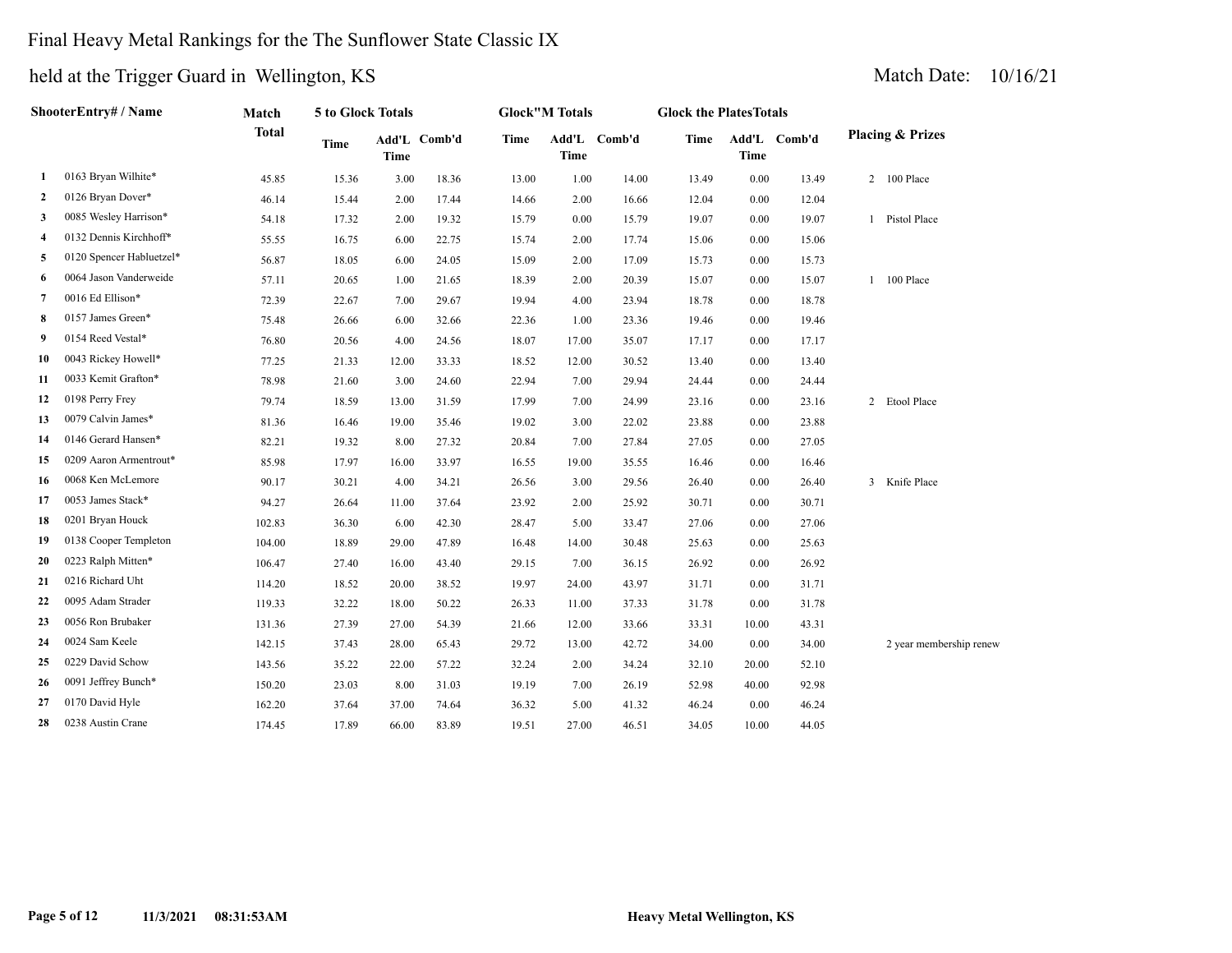# Final Heavy Metal Rankings for the The Sunflower State Classic IX

## held at the Trigger Guard in Wellington, KS

Match Date: 10/16/21

| | ShooterEntry# / Name | Match Total | 5 to Glock Totals | | | Glock"M Totals | | | Glock the PlatesTotals | | | Placing & Prizes |
|---|---|---|---|---|---|---|---|---|---|---|---|---|
| | | | Time | Add'L Time | Comb'd | Time | Add'L Time | Comb'd | Time | Add'L Time | Comb'd | |
| 1 | 0163 Bryan Wilhite* | 45.85 | 15.36 | 3.00 | 18.36 | 13.00 | 1.00 | 14.00 | 13.49 | 0.00 | 13.49 | 2 100 Place |
| 2 | 0126 Bryan Dover* | 46.14 | 15.44 | 2.00 | 17.44 | 14.66 | 2.00 | 16.66 | 12.04 | 0.00 | 12.04 | |
| 3 | 0085 Wesley Harrison* | 54.18 | 17.32 | 2.00 | 19.32 | 15.79 | 0.00 | 15.79 | 19.07 | 0.00 | 19.07 | 1 Pistol Place |
| 4 | 0132 Dennis Kirchhoff* | 55.55 | 16.75 | 6.00 | 22.75 | 15.74 | 2.00 | 17.74 | 15.06 | 0.00 | 15.06 | |
| 5 | 0120 Spencer Habluetzel* | 56.87 | 18.05 | 6.00 | 24.05 | 15.09 | 2.00 | 17.09 | 15.73 | 0.00 | 15.73 | |
| 6 | 0064 Jason Vanderweide | 57.11 | 20.65 | 1.00 | 21.65 | 18.39 | 2.00 | 20.39 | 15.07 | 0.00 | 15.07 | 1 100 Place |
| 7 | 0016 Ed Ellison* | 72.39 | 22.67 | 7.00 | 29.67 | 19.94 | 4.00 | 23.94 | 18.78 | 0.00 | 18.78 | |
| 8 | 0157 James Green* | 75.48 | 26.66 | 6.00 | 32.66 | 22.36 | 1.00 | 23.36 | 19.46 | 0.00 | 19.46 | |
| 9 | 0154 Reed Vestal* | 76.80 | 20.56 | 4.00 | 24.56 | 18.07 | 17.00 | 35.07 | 17.17 | 0.00 | 17.17 | |
| 10 | 0043 Rickey Howell* | 77.25 | 21.33 | 12.00 | 33.33 | 18.52 | 12.00 | 30.52 | 13.40 | 0.00 | 13.40 | |
| 11 | 0033 Kemit Grafton* | 78.98 | 21.60 | 3.00 | 24.60 | 22.94 | 7.00 | 29.94 | 24.44 | 0.00 | 24.44 | |
| 12 | 0198 Perry Frey | 79.74 | 18.59 | 13.00 | 31.59 | 17.99 | 7.00 | 24.99 | 23.16 | 0.00 | 23.16 | 2 Etool Place |
| 13 | 0079 Calvin James* | 81.36 | 16.46 | 19.00 | 35.46 | 19.02 | 3.00 | 22.02 | 23.88 | 0.00 | 23.88 | |
| 14 | 0146 Gerard Hansen* | 82.21 | 19.32 | 8.00 | 27.32 | 20.84 | 7.00 | 27.84 | 27.05 | 0.00 | 27.05 | |
| 15 | 0209 Aaron Armentrout* | 85.98 | 17.97 | 16.00 | 33.97 | 16.55 | 19.00 | 35.55 | 16.46 | 0.00 | 16.46 | |
| 16 | 0068 Ken McLemore | 90.17 | 30.21 | 4.00 | 34.21 | 26.56 | 3.00 | 29.56 | 26.40 | 0.00 | 26.40 | 3 Knife Place |
| 17 | 0053 James Stack* | 94.27 | 26.64 | 11.00 | 37.64 | 23.92 | 2.00 | 25.92 | 30.71 | 0.00 | 30.71 | |
| 18 | 0201 Bryan Houck | 102.83 | 36.30 | 6.00 | 42.30 | 28.47 | 5.00 | 33.47 | 27.06 | 0.00 | 27.06 | |
| 19 | 0138 Cooper Templeton | 104.00 | 18.89 | 29.00 | 47.89 | 16.48 | 14.00 | 30.48 | 25.63 | 0.00 | 25.63 | |
| 20 | 0223 Ralph Mitten* | 106.47 | 27.40 | 16.00 | 43.40 | 29.15 | 7.00 | 36.15 | 26.92 | 0.00 | 26.92 | |
| 21 | 0216 Richard Uht | 114.20 | 18.52 | 20.00 | 38.52 | 19.97 | 24.00 | 43.97 | 31.71 | 0.00 | 31.71 | |
| 22 | 0095 Adam Strader | 119.33 | 32.22 | 18.00 | 50.22 | 26.33 | 11.00 | 37.33 | 31.78 | 0.00 | 31.78 | |
| 23 | 0056 Ron Brubaker | 131.36 | 27.39 | 27.00 | 54.39 | 21.66 | 12.00 | 33.66 | 33.31 | 10.00 | 43.31 | |
| 24 | 0024 Sam Keele | 142.15 | 37.43 | 28.00 | 65.43 | 29.72 | 13.00 | 42.72 | 34.00 | 0.00 | 34.00 | 2 year membership renew |
| 25 | 0229 David Schow | 143.56 | 35.22 | 22.00 | 57.22 | 32.24 | 2.00 | 34.24 | 32.10 | 20.00 | 52.10 | |
| 26 | 0091 Jeffrey Bunch* | 150.20 | 23.03 | 8.00 | 31.03 | 19.19 | 7.00 | 26.19 | 52.98 | 40.00 | 92.98 | |
| 27 | 0170 David Hyle | 162.20 | 37.64 | 37.00 | 74.64 | 36.32 | 5.00 | 41.32 | 46.24 | 0.00 | 46.24 | |
| 28 | 0238 Austin Crane | 174.45 | 17.89 | 66.00 | 83.89 | 19.51 | 27.00 | 46.51 | 34.05 | 10.00 | 44.05 | |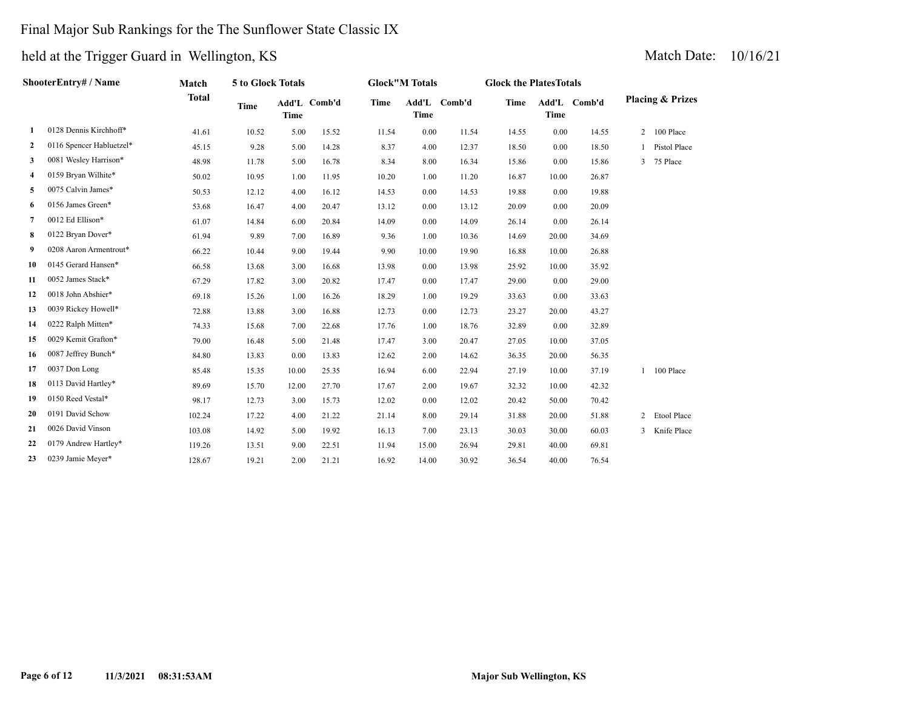# Final Major Sub Rankings for the The Sunflower State Classic IX

## held at the Trigger Guard in Wellington, KS

Match Date: 10/16/21

| | ShooterEntry# / Name | Match Total | 5 to Glock Totals | | | Glock"M Totals | | | Glock the PlatesTotals | | | Placing & Prizes | |
|---|---|---|---|---|---|---|---|---|---|---|---|---|---|
| | | | Time | Add'L Time | Comb'd | Time | Add'L Time | Comb'd | Time | Add'L Time | Comb'd | | |
| 1 | 0128 Dennis Kirchhoff* | 41.61 | 10.52 | 5.00 | 15.52 | 11.54 | 0.00 | 11.54 | 14.55 | 0.00 | 14.55 | 2 | 100 Place |
| 2 | 0116 Spencer Habluetzel* | 45.15 | 9.28 | 5.00 | 14.28 | 8.37 | 4.00 | 12.37 | 18.50 | 0.00 | 18.50 | 1 | Pistol Place |
| 3 | 0081 Wesley Harrison* | 48.98 | 11.78 | 5.00 | 16.78 | 8.34 | 8.00 | 16.34 | 15.86 | 0.00 | 15.86 | 3 | 75 Place |
| 4 | 0159 Bryan Wilhite* | 50.02 | 10.95 | 1.00 | 11.95 | 10.20 | 1.00 | 11.20 | 16.87 | 10.00 | 26.87 | | |
| 5 | 0075 Calvin James* | 50.53 | 12.12 | 4.00 | 16.12 | 14.53 | 0.00 | 14.53 | 19.88 | 0.00 | 19.88 | | |
| 6 | 0156 James Green* | 53.68 | 16.47 | 4.00 | 20.47 | 13.12 | 0.00 | 13.12 | 20.09 | 0.00 | 20.09 | | |
| 7 | 0012 Ed Ellison* | 61.07 | 14.84 | 6.00 | 20.84 | 14.09 | 0.00 | 14.09 | 26.14 | 0.00 | 26.14 | | |
| 8 | 0122 Bryan Dover* | 61.94 | 9.89 | 7.00 | 16.89 | 9.36 | 1.00 | 10.36 | 14.69 | 20.00 | 34.69 | | |
| 9 | 0208 Aaron Armentrout* | 66.22 | 10.44 | 9.00 | 19.44 | 9.90 | 10.00 | 19.90 | 16.88 | 10.00 | 26.88 | | |
| 10 | 0145 Gerard Hansen* | 66.58 | 13.68 | 3.00 | 16.68 | 13.98 | 0.00 | 13.98 | 25.92 | 10.00 | 35.92 | | |
| 11 | 0052 James Stack* | 67.29 | 17.82 | 3.00 | 20.82 | 17.47 | 0.00 | 17.47 | 29.00 | 0.00 | 29.00 | | |
| 12 | 0018 John Abshier* | 69.18 | 15.26 | 1.00 | 16.26 | 18.29 | 1.00 | 19.29 | 33.63 | 0.00 | 33.63 | | |
| 13 | 0039 Rickey Howell* | 72.88 | 13.88 | 3.00 | 16.88 | 12.73 | 0.00 | 12.73 | 23.27 | 20.00 | 43.27 | | |
| 14 | 0222 Ralph Mitten* | 74.33 | 15.68 | 7.00 | 22.68 | 17.76 | 1.00 | 18.76 | 32.89 | 0.00 | 32.89 | | |
| 15 | 0029 Kemit Grafton* | 79.00 | 16.48 | 5.00 | 21.48 | 17.47 | 3.00 | 20.47 | 27.05 | 10.00 | 37.05 | | |
| 16 | 0087 Jeffrey Bunch* | 84.80 | 13.83 | 0.00 | 13.83 | 12.62 | 2.00 | 14.62 | 36.35 | 20.00 | 56.35 | | |
| 17 | 0037 Don Long | 85.48 | 15.35 | 10.00 | 25.35 | 16.94 | 6.00 | 22.94 | 27.19 | 10.00 | 37.19 | 1 | 100 Place |
| 18 | 0113 David Hartley* | 89.69 | 15.70 | 12.00 | 27.70 | 17.67 | 2.00 | 19.67 | 32.32 | 10.00 | 42.32 | | |
| 19 | 0150 Reed Vestal* | 98.17 | 12.73 | 3.00 | 15.73 | 12.02 | 0.00 | 12.02 | 20.42 | 50.00 | 70.42 | | |
| 20 | 0191 David Schow | 102.24 | 17.22 | 4.00 | 21.22 | 21.14 | 8.00 | 29.14 | 31.88 | 20.00 | 51.88 | 2 | Etool Place |
| 21 | 0026 David Vinson | 103.08 | 14.92 | 5.00 | 19.92 | 16.13 | 7.00 | 23.13 | 30.03 | 30.00 | 60.03 | 3 | Knife Place |
| 22 | 0179 Andrew Hartley* | 119.26 | 13.51 | 9.00 | 22.51 | 11.94 | 15.00 | 26.94 | 29.81 | 40.00 | 69.81 | | |
| 23 | 0239 Jamie Meyer* | 128.67 | 19.21 | 2.00 | 21.21 | 16.92 | 14.00 | 30.92 | 36.54 | 40.00 | 76.54 | | |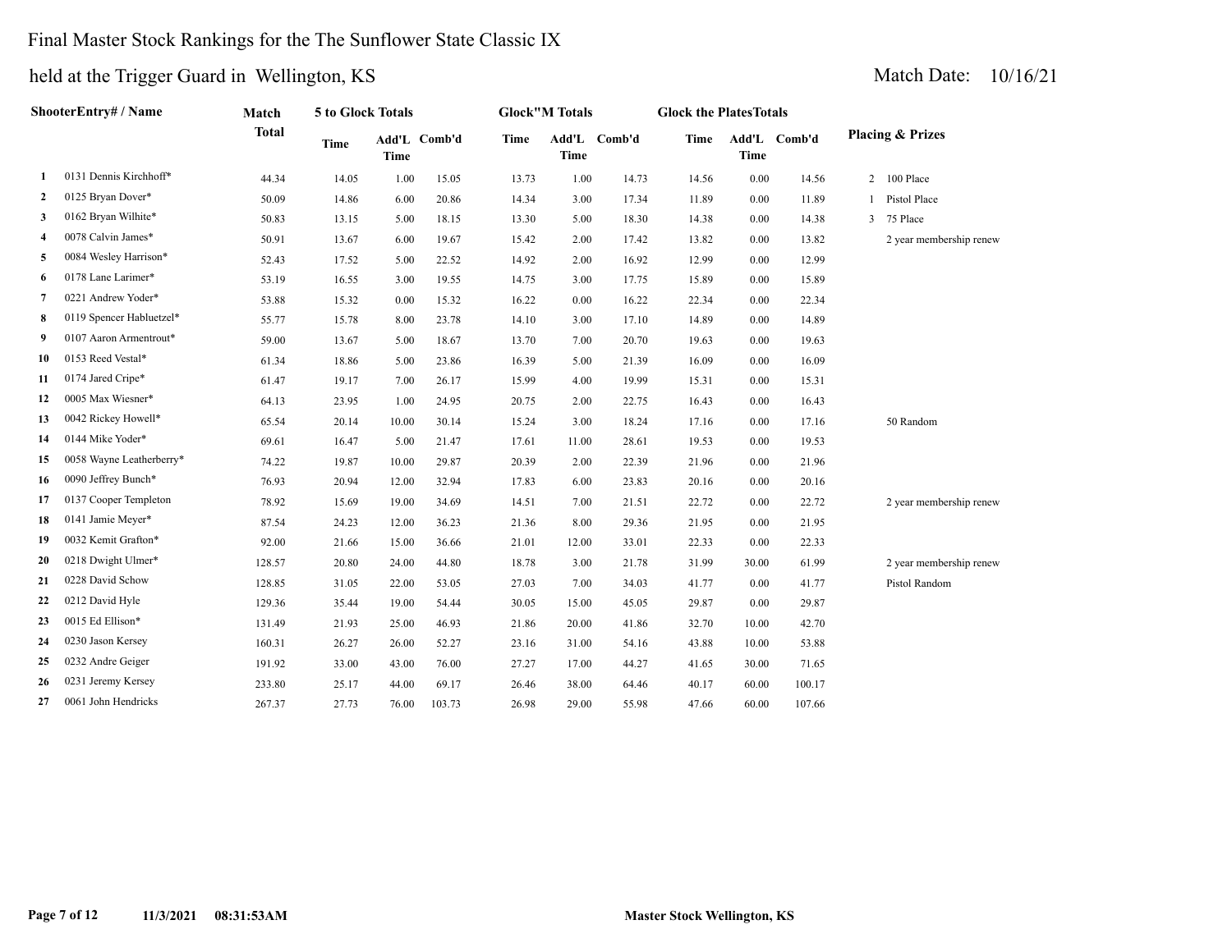# Final Master Stock Rankings for the The Sunflower State Classic IX

## held at the Trigger Guard in Wellington, KS

Match Date: 10/16/21

| | ShooterEntry# / Name | Match Total | 5 to Glock Totals | | | Glock"M Totals | | | Glock the PlatesTotals | | | Placing & Prizes | |
|---|---|---|---|---|---|---|---|---|---|---|---|---|---|
| | | | Time | Add'L Time | Comb'd | Time | Add'L Time | Comb'd | Time | Add'L Time | Comb'd | | |
| 1 | 0131 Dennis Kirchhoff* | 44.34 | 14.05 | 1.00 | 15.05 | 13.73 | 1.00 | 14.73 | 14.56 | 0.00 | 14.56 | 2 | 100 Place |
| 2 | 0125 Bryan Dover* | 50.09 | 14.86 | 6.00 | 20.86 | 14.34 | 3.00 | 17.34 | 11.89 | 0.00 | 11.89 | 1 | Pistol Place |
| 3 | 0162 Bryan Wilhite* | 50.83 | 13.15 | 5.00 | 18.15 | 13.30 | 5.00 | 18.30 | 14.38 | 0.00 | 14.38 | 3 | 75 Place |
| 4 | 0078 Calvin James* | 50.91 | 13.67 | 6.00 | 19.67 | 15.42 | 2.00 | 17.42 | 13.82 | 0.00 | 13.82 | | 2 year membership renew |
| 5 | 0084 Wesley Harrison* | 52.43 | 17.52 | 5.00 | 22.52 | 14.92 | 2.00 | 16.92 | 12.99 | 0.00 | 12.99 | | |
| 6 | 0178 Lane Larimer* | 53.19 | 16.55 | 3.00 | 19.55 | 14.75 | 3.00 | 17.75 | 15.89 | 0.00 | 15.89 | | |
| 7 | 0221 Andrew Yoder* | 53.88 | 15.32 | 0.00 | 15.32 | 16.22 | 0.00 | 16.22 | 22.34 | 0.00 | 22.34 | | |
| 8 | 0119 Spencer Habluetzel* | 55.77 | 15.78 | 8.00 | 23.78 | 14.10 | 3.00 | 17.10 | 14.89 | 0.00 | 14.89 | | |
| 9 | 0107 Aaron Armentrout* | 59.00 | 13.67 | 5.00 | 18.67 | 13.70 | 7.00 | 20.70 | 19.63 | 0.00 | 19.63 | | |
| 10 | 0153 Reed Vestal* | 61.34 | 18.86 | 5.00 | 23.86 | 16.39 | 5.00 | 21.39 | 16.09 | 0.00 | 16.09 | | |
| 11 | 0174 Jared Cripe* | 61.47 | 19.17 | 7.00 | 26.17 | 15.99 | 4.00 | 19.99 | 15.31 | 0.00 | 15.31 | | |
| 12 | 0005 Max Wiesner* | 64.13 | 23.95 | 1.00 | 24.95 | 20.75 | 2.00 | 22.75 | 16.43 | 0.00 | 16.43 | | |
| 13 | 0042 Rickey Howell* | 65.54 | 20.14 | 10.00 | 30.14 | 15.24 | 3.00 | 18.24 | 17.16 | 0.00 | 17.16 | | 50 Random |
| 14 | 0144 Mike Yoder* | 69.61 | 16.47 | 5.00 | 21.47 | 17.61 | 11.00 | 28.61 | 19.53 | 0.00 | 19.53 | | |
| 15 | 0058 Wayne Leatherberry* | 74.22 | 19.87 | 10.00 | 29.87 | 20.39 | 2.00 | 22.39 | 21.96 | 0.00 | 21.96 | | |
| 16 | 0090 Jeffrey Bunch* | 76.93 | 20.94 | 12.00 | 32.94 | 17.83 | 6.00 | 23.83 | 20.16 | 0.00 | 20.16 | | |
| 17 | 0137 Cooper Templeton | 78.92 | 15.69 | 19.00 | 34.69 | 14.51 | 7.00 | 21.51 | 22.72 | 0.00 | 22.72 | | 2 year membership renew |
| 18 | 0141 Jamie Meyer* | 87.54 | 24.23 | 12.00 | 36.23 | 21.36 | 8.00 | 29.36 | 21.95 | 0.00 | 21.95 | | |
| 19 | 0032 Kemit Grafton* | 92.00 | 21.66 | 15.00 | 36.66 | 21.01 | 12.00 | 33.01 | 22.33 | 0.00 | 22.33 | | |
| 20 | 0218 Dwight Ulmer* | 128.57 | 20.80 | 24.00 | 44.80 | 18.78 | 3.00 | 21.78 | 31.99 | 30.00 | 61.99 | | 2 year membership renew |
| 21 | 0228 David Schow | 128.85 | 31.05 | 22.00 | 53.05 | 27.03 | 7.00 | 34.03 | 41.77 | 0.00 | 41.77 | | Pistol Random |
| 22 | 0212 David Hyle | 129.36 | 35.44 | 19.00 | 54.44 | 30.05 | 15.00 | 45.05 | 29.87 | 0.00 | 29.87 | | |
| 23 | 0015 Ed Ellison* | 131.49 | 21.93 | 25.00 | 46.93 | 21.86 | 20.00 | 41.86 | 32.70 | 10.00 | 42.70 | | |
| 24 | 0230 Jason Kersey | 160.31 | 26.27 | 26.00 | 52.27 | 23.16 | 31.00 | 54.16 | 43.88 | 10.00 | 53.88 | | |
| 25 | 0232 Andre Geiger | 191.92 | 33.00 | 43.00 | 76.00 | 27.27 | 17.00 | 44.27 | 41.65 | 30.00 | 71.65 | | |
| 26 | 0231 Jeremy Kersey | 233.80 | 25.17 | 44.00 | 69.17 | 26.46 | 38.00 | 64.46 | 40.17 | 60.00 | 100.17 | | |
| 27 | 0061 John Hendricks | 267.37 | 27.73 | 76.00 | 103.73 | 26.98 | 29.00 | 55.98 | 47.66 | 60.00 | 107.66 | | |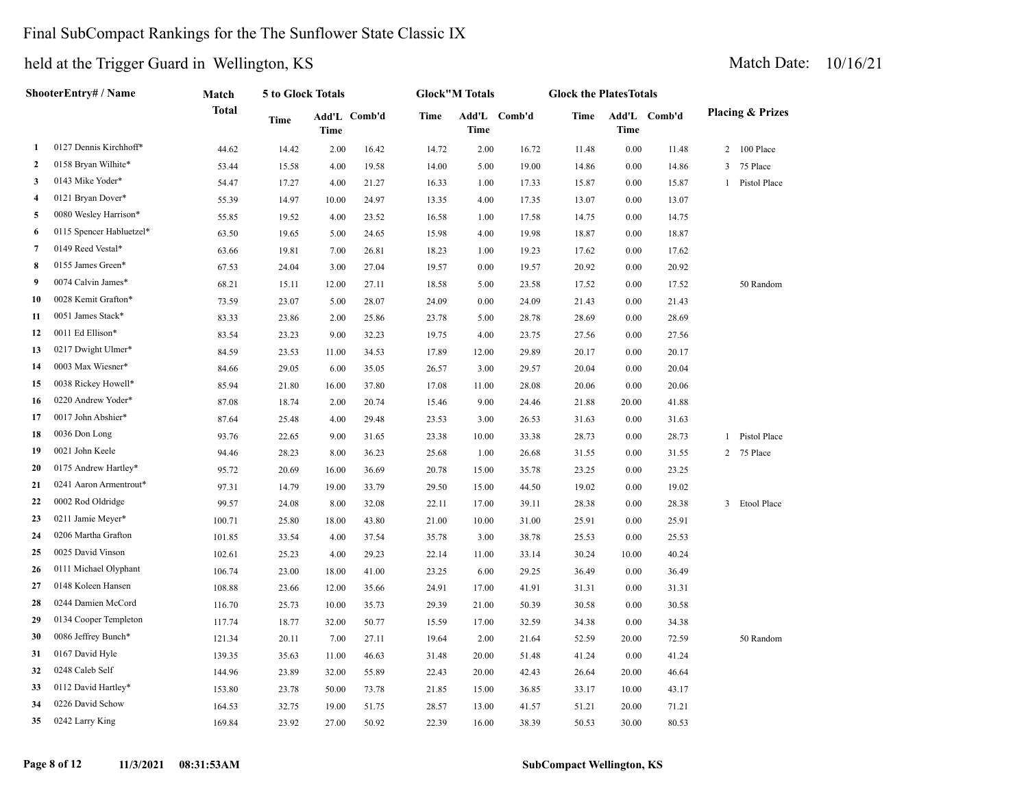# Final SubCompact Rankings for the The Sunflower State Classic IX

## held at the Trigger Guard in Wellington, KS

Match Date: 10/16/21

| | ShooterEntry# / Name | Match Total | 5 to Glock Totals | | | Glock"M Totals | | | Glock the PlatesTotals | | | Placing & Prizes |
|---|---|---|---|---|---|---|---|---|---|---|---|---|
| | | | Time | Add'L Time | Comb'd | Time | Add'L Time | Comb'd | Time | Add'L Time | Comb'd | |
| 1 | 0127 Dennis Kirchhoff* | 44.62 | 14.42 | 2.00 | 16.42 | 14.72 | 2.00 | 16.72 | 11.48 | 0.00 | 11.48 | 2 100 Place |
| 2 | 0158 Bryan Wilhite* | 53.44 | 15.58 | 4.00 | 19.58 | 14.00 | 5.00 | 19.00 | 14.86 | 0.00 | 14.86 | 3 75 Place |
| 3 | 0143 Mike Yoder* | 54.47 | 17.27 | 4.00 | 21.27 | 16.33 | 1.00 | 17.33 | 15.87 | 0.00 | 15.87 | 1 Pistol Place |
| 4 | 0121 Bryan Dover* | 55.39 | 14.97 | 10.00 | 24.97 | 13.35 | 4.00 | 17.35 | 13.07 | 0.00 | 13.07 | |
| 5 | 0080 Wesley Harrison* | 55.85 | 19.52 | 4.00 | 23.52 | 16.58 | 1.00 | 17.58 | 14.75 | 0.00 | 14.75 | |
| 6 | 0115 Spencer Habluetzel* | 63.50 | 19.65 | 5.00 | 24.65 | 15.98 | 4.00 | 19.98 | 18.87 | 0.00 | 18.87 | |
| 7 | 0149 Reed Vestal* | 63.66 | 19.81 | 7.00 | 26.81 | 18.23 | 1.00 | 19.23 | 17.62 | 0.00 | 17.62 | |
| 8 | 0155 James Green* | 67.53 | 24.04 | 3.00 | 27.04 | 19.57 | 0.00 | 19.57 | 20.92 | 0.00 | 20.92 | |
| 9 | 0074 Calvin James* | 68.21 | 15.11 | 12.00 | 27.11 | 18.58 | 5.00 | 23.58 | 17.52 | 0.00 | 17.52 | 50 Random |
| 10 | 0028 Kemit Grafton* | 73.59 | 23.07 | 5.00 | 28.07 | 24.09 | 0.00 | 24.09 | 21.43 | 0.00 | 21.43 | |
| 11 | 0051 James Stack* | 83.33 | 23.86 | 2.00 | 25.86 | 23.78 | 5.00 | 28.78 | 28.69 | 0.00 | 28.69 | |
| 12 | 0011 Ed Ellison* | 83.54 | 23.23 | 9.00 | 32.23 | 19.75 | 4.00 | 23.75 | 27.56 | 0.00 | 27.56 | |
| 13 | 0217 Dwight Ulmer* | 84.59 | 23.53 | 11.00 | 34.53 | 17.89 | 12.00 | 29.89 | 20.17 | 0.00 | 20.17 | |
| 14 | 0003 Max Wiesner* | 84.66 | 29.05 | 6.00 | 35.05 | 26.57 | 3.00 | 29.57 | 20.04 | 0.00 | 20.04 | |
| 15 | 0038 Rickey Howell* | 85.94 | 21.80 | 16.00 | 37.80 | 17.08 | 11.00 | 28.08 | 20.06 | 0.00 | 20.06 | |
| 16 | 0220 Andrew Yoder* | 87.08 | 18.74 | 2.00 | 20.74 | 15.46 | 9.00 | 24.46 | 21.88 | 20.00 | 41.88 | |
| 17 | 0017 John Abshier* | 87.64 | 25.48 | 4.00 | 29.48 | 23.53 | 3.00 | 26.53 | 31.63 | 0.00 | 31.63 | |
| 18 | 0036 Don Long | 93.76 | 22.65 | 9.00 | 31.65 | 23.38 | 10.00 | 33.38 | 28.73 | 0.00 | 28.73 | 1 Pistol Place |
| 19 | 0021 John Keele | 94.46 | 28.23 | 8.00 | 36.23 | 25.68 | 1.00 | 26.68 | 31.55 | 0.00 | 31.55 | 2 75 Place |
| 20 | 0175 Andrew Hartley* | 95.72 | 20.69 | 16.00 | 36.69 | 20.78 | 15.00 | 35.78 | 23.25 | 0.00 | 23.25 | |
| 21 | 0241 Aaron Armentrout* | 97.31 | 14.79 | 19.00 | 33.79 | 29.50 | 15.00 | 44.50 | 19.02 | 0.00 | 19.02 | |
| 22 | 0002 Rod Oldridge | 99.57 | 24.08 | 8.00 | 32.08 | 22.11 | 17.00 | 39.11 | 28.38 | 0.00 | 28.38 | 3 Etool Place |
| 23 | 0211 Jamie Meyer* | 100.71 | 25.80 | 18.00 | 43.80 | 21.00 | 10.00 | 31.00 | 25.91 | 0.00 | 25.91 | |
| 24 | 0206 Martha Grafton | 101.85 | 33.54 | 4.00 | 37.54 | 35.78 | 3.00 | 38.78 | 25.53 | 0.00 | 25.53 | |
| 25 | 0025 David Vinson | 102.61 | 25.23 | 4.00 | 29.23 | 22.14 | 11.00 | 33.14 | 30.24 | 10.00 | 40.24 | |
| 26 | 0111 Michael Olyphant | 106.74 | 23.00 | 18.00 | 41.00 | 23.25 | 6.00 | 29.25 | 36.49 | 0.00 | 36.49 | |
| 27 | 0148 Koleen Hansen | 108.88 | 23.66 | 12.00 | 35.66 | 24.91 | 17.00 | 41.91 | 31.31 | 0.00 | 31.31 | |
| 28 | 0244 Damien McCord | 116.70 | 25.73 | 10.00 | 35.73 | 29.39 | 21.00 | 50.39 | 30.58 | 0.00 | 30.58 | |
| 29 | 0134 Cooper Templeton | 117.74 | 18.77 | 32.00 | 50.77 | 15.59 | 17.00 | 32.59 | 34.38 | 0.00 | 34.38 | |
| 30 | 0086 Jeffrey Bunch* | 121.34 | 20.11 | 7.00 | 27.11 | 19.64 | 2.00 | 21.64 | 52.59 | 20.00 | 72.59 | 50 Random |
| 31 | 0167 David Hyle | 139.35 | 35.63 | 11.00 | 46.63 | 31.48 | 20.00 | 51.48 | 41.24 | 0.00 | 41.24 | |
| 32 | 0248 Caleb Self | 144.96 | 23.89 | 32.00 | 55.89 | 22.43 | 20.00 | 42.43 | 26.64 | 20.00 | 46.64 | |
| 33 | 0112 David Hartley* | 153.80 | 23.78 | 50.00 | 73.78 | 21.85 | 15.00 | 36.85 | 33.17 | 10.00 | 43.17 | |
| 34 | 0226 David Schow | 164.53 | 32.75 | 19.00 | 51.75 | 28.57 | 13.00 | 41.57 | 51.21 | 20.00 | 71.21 | |
| 35 | 0242 Larry King | 169.84 | 23.92 | 27.00 | 50.92 | 22.39 | 16.00 | 38.39 | 50.53 | 30.00 | 80.53 | |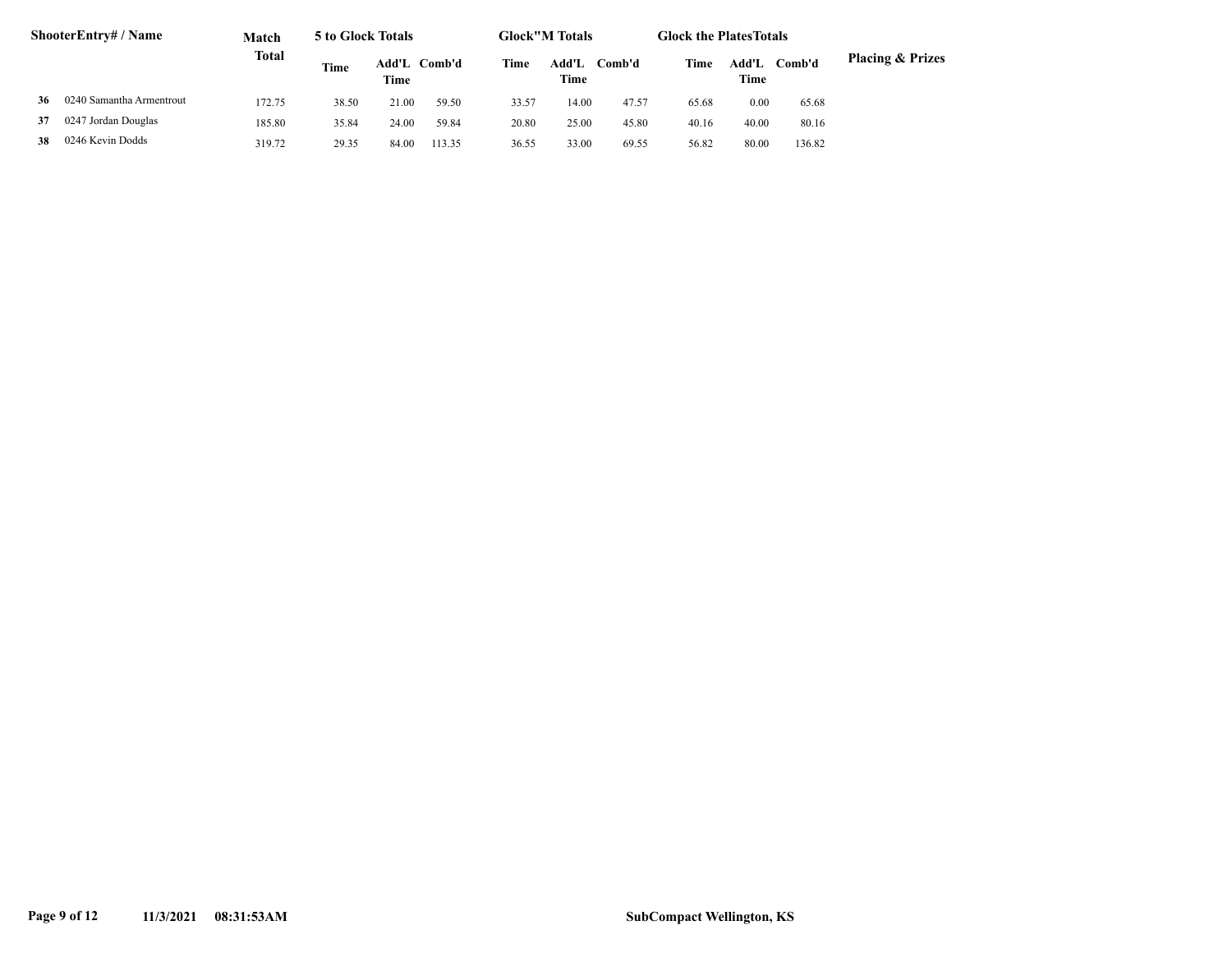| | ShooterEntry# / Name | Match Total | 5 to Glock Totals | | | Glock"M Totals | | | Glock the PlatesTotals | | | Placing & Prizes |
|---|---|---|---|---|---|---|---|---|---|---|---|---|
| | | | Time | Add'L Time | Comb'd | Time | Add'L Time | Comb'd | Time | Add'L Time | Comb'd | |
| 36 | 0240 Samantha Armentrout | 172.75 | 38.50 | 21.00 | 59.50 | 33.57 | 14.00 | 47.57 | 65.68 | 0.00 | 65.68 | |
| 37 | 0247 Jordan Douglas | 185.80 | 35.84 | 24.00 | 59.84 | 20.80 | 25.00 | 45.80 | 40.16 | 40.00 | 80.16 | |
| 38 | 0246 Kevin Dodds | 319.72 | 29.35 | 84.00 | 113.35 | 36.55 | 33.00 | 69.55 | 56.82 | 80.00 | 136.82 | |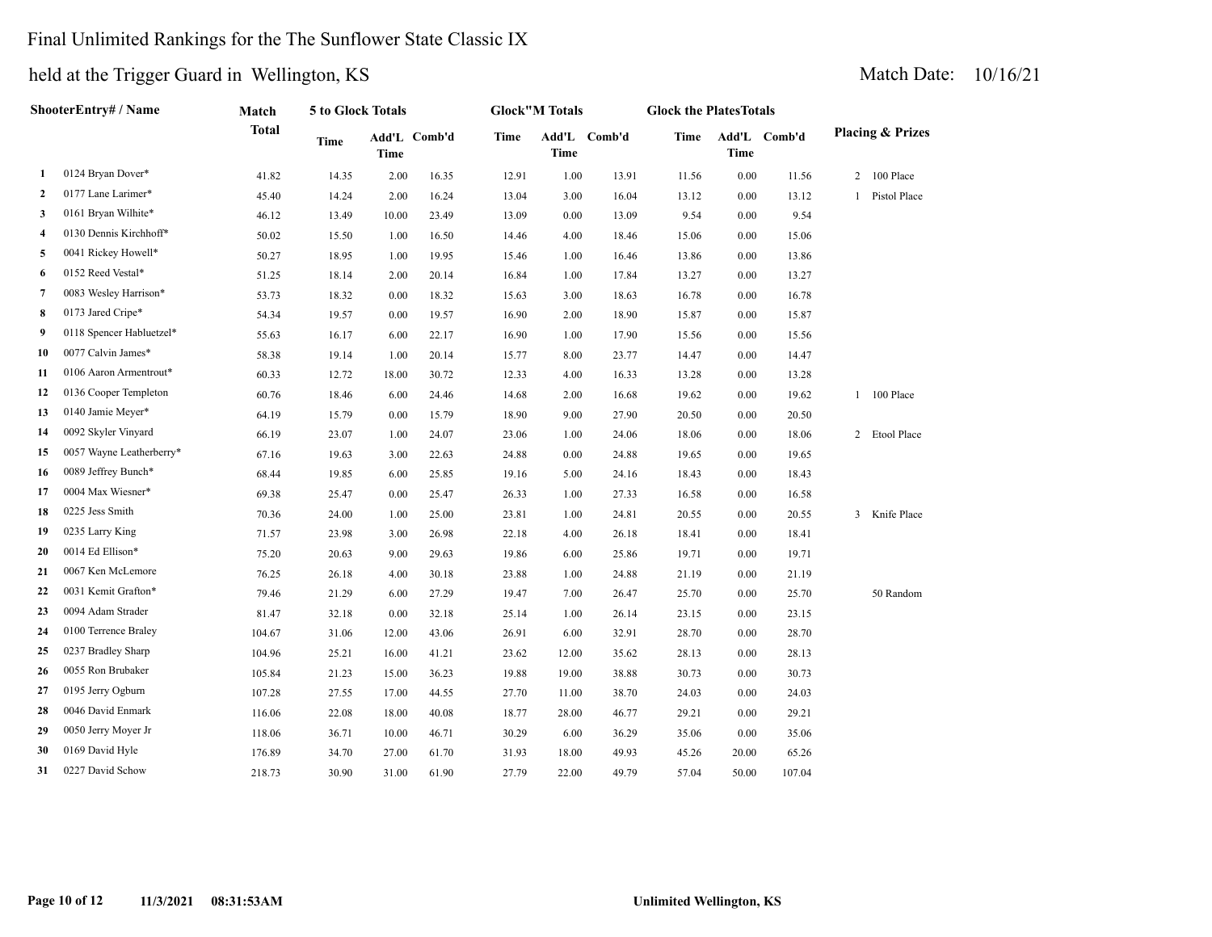# Final Unlimited Rankings for the The Sunflower State Classic IX

## held at the Trigger Guard in Wellington, KS

Match Date: 10/16/21

| | ShooterEntry# / Name | Match Total | 5 to Glock Totals | | | Glock"M Totals | | | Glock the PlatesTotals | | | Placing & Prizes |
|---|---|---|---|---|---|---|---|---|---|---|---|---|
| | | | Time | Add'L Time | Comb'd | Time | Add'L Time | Comb'd | Time | Add'L Time | Comb'd | |
| 1 | 0124 Bryan Dover* | 41.82 | 14.35 | 2.00 | 16.35 | 12.91 | 1.00 | 13.91 | 11.56 | 0.00 | 11.56 | 2 100 Place |
| 2 | 0177 Lane Larimer* | 45.40 | 14.24 | 2.00 | 16.24 | 13.04 | 3.00 | 16.04 | 13.12 | 0.00 | 13.12 | 1 Pistol Place |
| 3 | 0161 Bryan Wilhite* | 46.12 | 13.49 | 10.00 | 23.49 | 13.09 | 0.00 | 13.09 | 9.54 | 0.00 | 9.54 | |
| 4 | 0130 Dennis Kirchhoff* | 50.02 | 15.50 | 1.00 | 16.50 | 14.46 | 4.00 | 18.46 | 15.06 | 0.00 | 15.06 | |
| 5 | 0041 Rickey Howell* | 50.27 | 18.95 | 1.00 | 19.95 | 15.46 | 1.00 | 16.46 | 13.86 | 0.00 | 13.86 | |
| 6 | 0152 Reed Vestal* | 51.25 | 18.14 | 2.00 | 20.14 | 16.84 | 1.00 | 17.84 | 13.27 | 0.00 | 13.27 | |
| 7 | 0083 Wesley Harrison* | 53.73 | 18.32 | 0.00 | 18.32 | 15.63 | 3.00 | 18.63 | 16.78 | 0.00 | 16.78 | |
| 8 | 0173 Jared Cripe* | 54.34 | 19.57 | 0.00 | 19.57 | 16.90 | 2.00 | 18.90 | 15.87 | 0.00 | 15.87 | |
| 9 | 0118 Spencer Habluetzel* | 55.63 | 16.17 | 6.00 | 22.17 | 16.90 | 1.00 | 17.90 | 15.56 | 0.00 | 15.56 | |
| 10 | 0077 Calvin James* | 58.38 | 19.14 | 1.00 | 20.14 | 15.77 | 8.00 | 23.77 | 14.47 | 0.00 | 14.47 | |
| 11 | 0106 Aaron Armentrout* | 60.33 | 12.72 | 18.00 | 30.72 | 12.33 | 4.00 | 16.33 | 13.28 | 0.00 | 13.28 | |
| 12 | 0136 Cooper Templeton | 60.76 | 18.46 | 6.00 | 24.46 | 14.68 | 2.00 | 16.68 | 19.62 | 0.00 | 19.62 | 1 100 Place |
| 13 | 0140 Jamie Meyer* | 64.19 | 15.79 | 0.00 | 15.79 | 18.90 | 9.00 | 27.90 | 20.50 | 0.00 | 20.50 | |
| 14 | 0092 Skyler Vinyard | 66.19 | 23.07 | 1.00 | 24.07 | 23.06 | 1.00 | 24.06 | 18.06 | 0.00 | 18.06 | 2 Etool Place |
| 15 | 0057 Wayne Leatherberry* | 67.16 | 19.63 | 3.00 | 22.63 | 24.88 | 0.00 | 24.88 | 19.65 | 0.00 | 19.65 | |
| 16 | 0089 Jeffrey Bunch* | 68.44 | 19.85 | 6.00 | 25.85 | 19.16 | 5.00 | 24.16 | 18.43 | 0.00 | 18.43 | |
| 17 | 0004 Max Wiesner* | 69.38 | 25.47 | 0.00 | 25.47 | 26.33 | 1.00 | 27.33 | 16.58 | 0.00 | 16.58 | |
| 18 | 0225 Jess Smith | 70.36 | 24.00 | 1.00 | 25.00 | 23.81 | 1.00 | 24.81 | 20.55 | 0.00 | 20.55 | 3 Knife Place |
| 19 | 0235 Larry King | 71.57 | 23.98 | 3.00 | 26.98 | 22.18 | 4.00 | 26.18 | 18.41 | 0.00 | 18.41 | |
| 20 | 0014 Ed Ellison* | 75.20 | 20.63 | 9.00 | 29.63 | 19.86 | 6.00 | 25.86 | 19.71 | 0.00 | 19.71 | |
| 21 | 0067 Ken McLemore | 76.25 | 26.18 | 4.00 | 30.18 | 23.88 | 1.00 | 24.88 | 21.19 | 0.00 | 21.19 | |
| 22 | 0031 Kemit Grafton* | 79.46 | 21.29 | 6.00 | 27.29 | 19.47 | 7.00 | 26.47 | 25.70 | 0.00 | 25.70 | 50 Random |
| 23 | 0094 Adam Strader | 81.47 | 32.18 | 0.00 | 32.18 | 25.14 | 1.00 | 26.14 | 23.15 | 0.00 | 23.15 | |
| 24 | 0100 Terrence Braley | 104.67 | 31.06 | 12.00 | 43.06 | 26.91 | 6.00 | 32.91 | 28.70 | 0.00 | 28.70 | |
| 25 | 0237 Bradley Sharp | 104.96 | 25.21 | 16.00 | 41.21 | 23.62 | 12.00 | 35.62 | 28.13 | 0.00 | 28.13 | |
| 26 | 0055 Ron Brubaker | 105.84 | 21.23 | 15.00 | 36.23 | 19.88 | 19.00 | 38.88 | 30.73 | 0.00 | 30.73 | |
| 27 | 0195 Jerry Ogburn | 107.28 | 27.55 | 17.00 | 44.55 | 27.70 | 11.00 | 38.70 | 24.03 | 0.00 | 24.03 | |
| 28 | 0046 David Enmark | 116.06 | 22.08 | 18.00 | 40.08 | 18.77 | 28.00 | 46.77 | 29.21 | 0.00 | 29.21 | |
| 29 | 0050 Jerry Moyer Jr | 118.06 | 36.71 | 10.00 | 46.71 | 30.29 | 6.00 | 36.29 | 35.06 | 0.00 | 35.06 | |
| 30 | 0169 David Hyle | 176.89 | 34.70 | 27.00 | 61.70 | 31.93 | 18.00 | 49.93 | 45.26 | 20.00 | 65.26 | |
| 31 | 0227 David Schow | 218.73 | 30.90 | 31.00 | 61.90 | 27.79 | 22.00 | 49.79 | 57.04 | 50.00 | 107.04 | |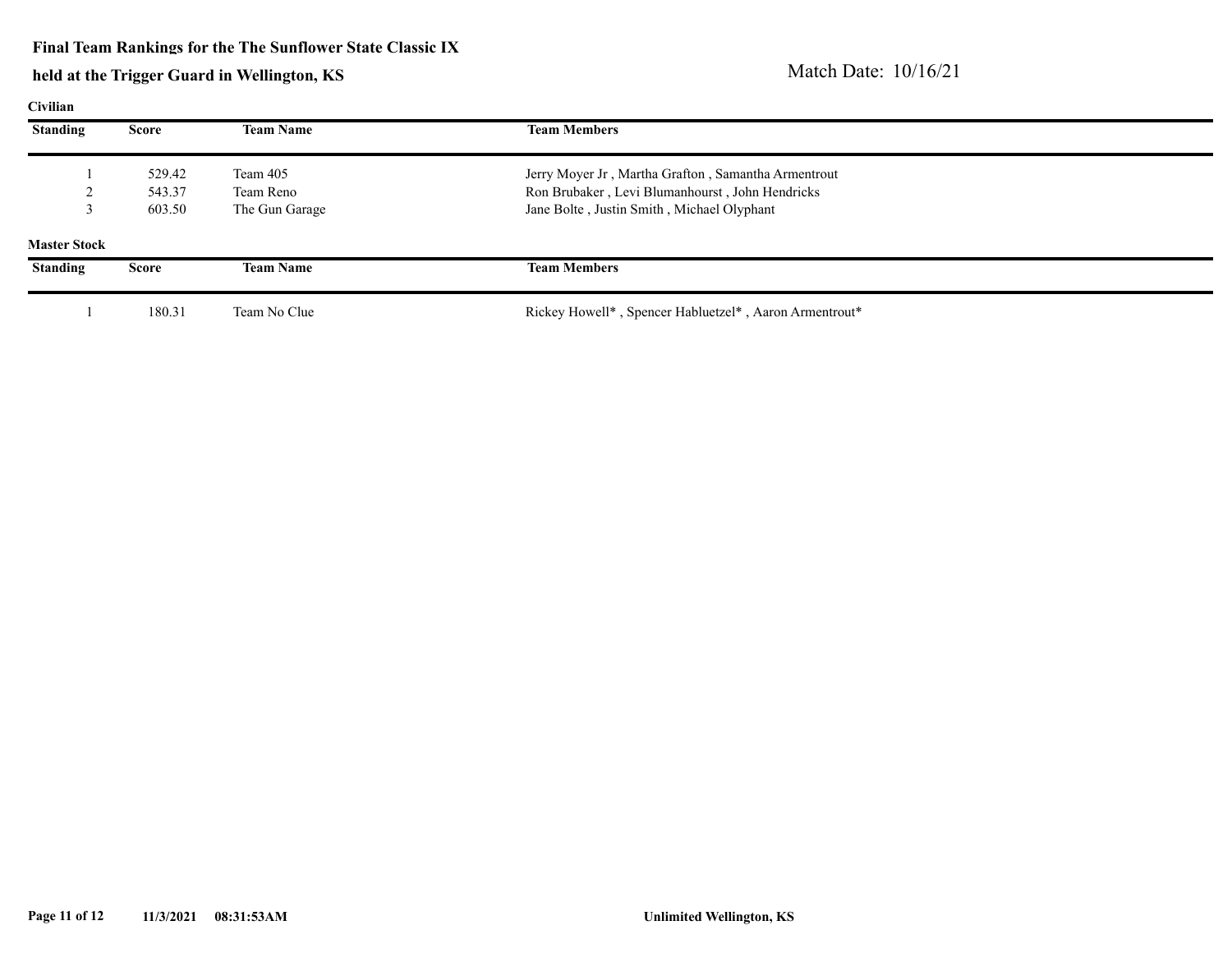**Final Team Rankings for the The Sunflower State Classic IX**

**held at the Trigger Guard in Wellington, KS**

Match Date: 10/16/21

**Civilian**

| Standing | Score | Team Name | Team Members |
|---|---|---|---|
| 1 | 529.42 | Team 405 | Jerry Moyer Jr , Martha Grafton , Samantha Armentrout |
| 2 | 543.37 | Team Reno | Ron Brubaker , Levi Blumanhourst , John Hendricks |
| 3 | 603.50 | The Gun Garage | Jane Bolte , Justin Smith , Michael Olyphant |

**Master Stock**

| Standing | Score | Team Name | Team Members |
|---|---|---|---|
| 1 | 180.31 | Team No Clue | Rickey Howell* , Spencer Habluetzel* , Aaron Armentrout* |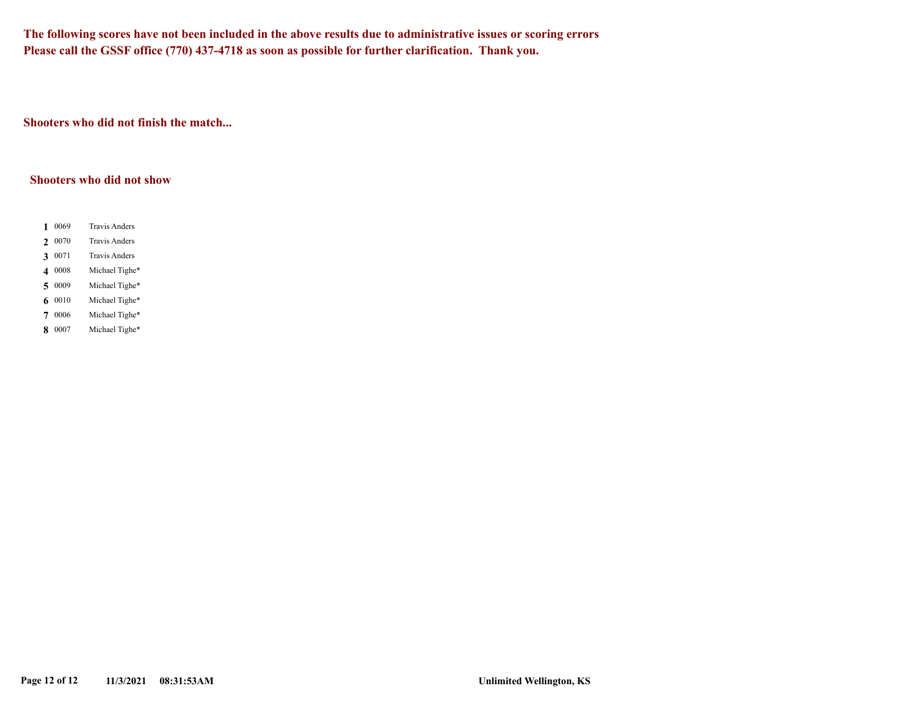**The following scores have not been included in the above results due to administrative issues or scoring errors**
**Please call the GSSF office (770) 437-4718 as soon as possible for further clarification. Thank you.**

**Shooters who did not finish the match...**

**Shooters who did not show**

| | | |
|---|---|---|
| **1** | 0069 | Travis Anders |
| **2** | 0070 | Travis Anders |
| **3** | 0071 | Travis Anders |
| **4** | 0008 | Michael Tighe* |
| **5** | 0009 | Michael Tighe* |
| **6** | 0010 | Michael Tighe* |
| **7** | 0006 | Michael Tighe* |
| **8** | 0007 | Michael Tighe* |